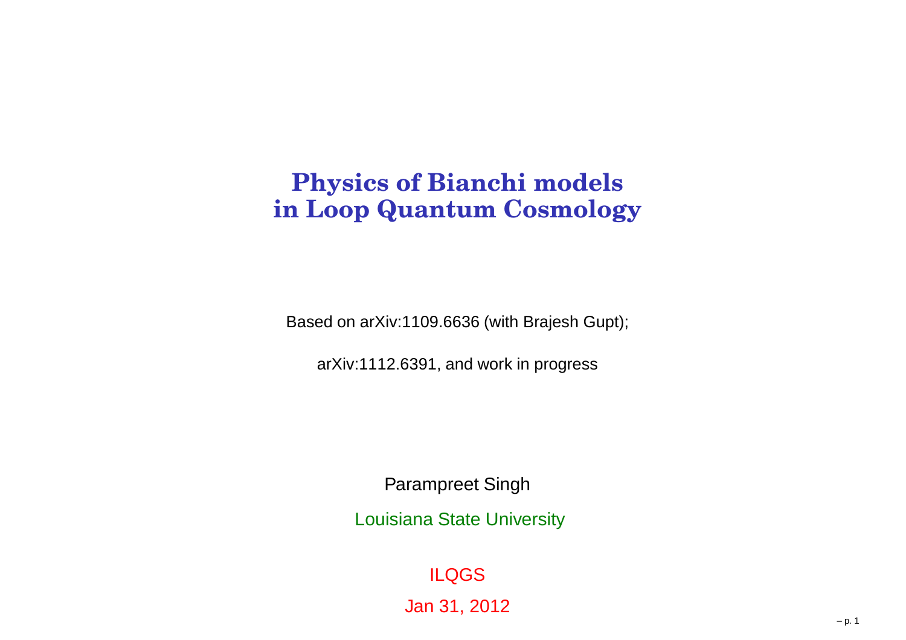# Physics of Bianchi models in Loop Quantum Cosmology

Based on arXiv:1109.6636 (with Brajesh Gupt);

arXiv:1112.6391, and work in progress

Parampreet Singh

Louisiana State University

ILQGS

Jan 31, 2012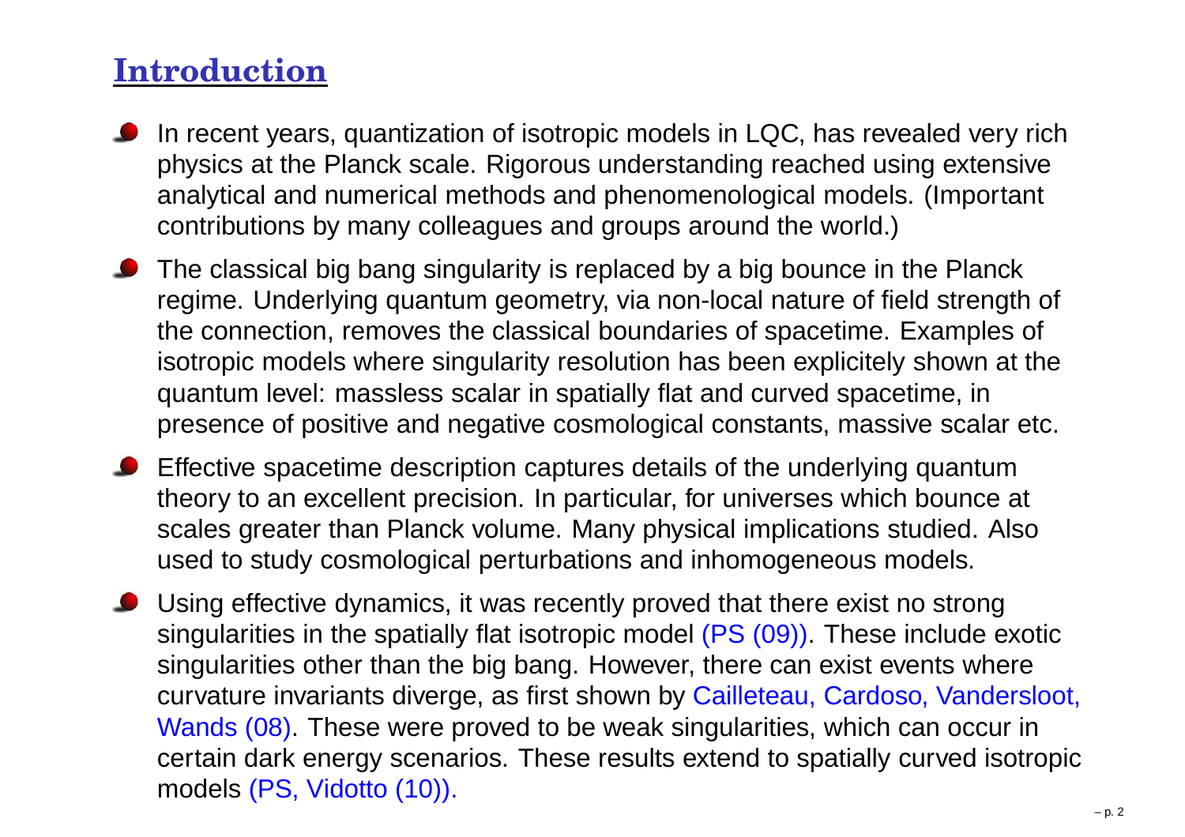## Introduction

- In recent years, quantization of isotropic models in LQC, has revealed very rich physics at the Planck scale. Rigorous understanding reached using extensive analytical and numerical methods and phenomenological models. (Important contributions by many colleagues and groups around the world.)
- The classical big bang singularity is replaced by a big bounce in the Planck regime. Underlying quantum geometry, via non-local nature of field strength of the connection, removes the classical boundaries of spacetime. Examples of isotropic models where singularity resolution has been explicitely shown at the quantum level: massless scalar in spatially flat and curved spacetime, in presence of positive and negative cosmological constants, massive scalar etc.
- Effective spacetime description captures details of the underlying quantum theory to an excellent precision. In particular, for universes which bounce at scales greater than Planck volume. Many physical implications studied. Also used to study cosmological perturbations and inhomogeneous models.
- Using effective dynamics, it was recently proved that there exist no strong singularities in the spatially flat isotropic model (PS (09)). These include exotic singularities other than the big bang. However, there can exist events where curvature invariants diverge, as first shown by Cailleteau, Cardoso, Vandersloot, Wands (08). These were proved to be weak singularities, which can occur in certain dark energy scenarios. These results extend to spatially curved isotropic models (PS, Vidotto (10)).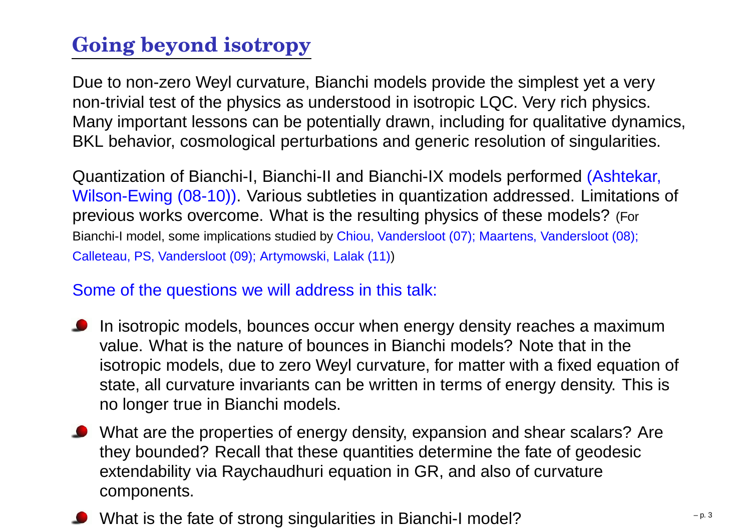# Going beyond isotropy

Due to non-zero Weyl curvature, Bianchi models provide the simplest yet a very non-trivial test of the physics as understood in isotropic LQC. Very rich physics. Many important lessons can be potentially drawn, including for qualitative dynamics, BKL behavior, cosmological perturbations and generic resolution of singularities.

Quantization of Bianchi-I, Bianchi-II and Bianchi-IX models performed (Ashtekar, Wilson-Ewing (08-10)). Various subtleties in quantization addressed. Limitations of previous works overcome. What is the resulting physics of these models? (For Bianchi-I model, some implications studied by Chiou, Vandersloot (07); Maartens, Vandersloot (08); Calleteau, PS, Vandersloot (09); Artymowski, Lalak (11))

Some of the questions we will address in this talk:

- In isotropic models, bounces occur when energy density reaches a maximum value. What is the nature of bounces in Bianchi models? Note that in the isotropic models, due to zero Weyl curvature, for matter with a fixed equation of state, all curvature invariants can be written in terms of energy density. This is no longer true in Bianchi models.
- What are the properties of energy density, expansion and shear scalars? Are they bounded? Recall that these quantities determine the fate of geodesic extendability via Raychaudhuri equation in GR, and also of curvature components.
- What is the fate of strong singularities in Bianchi-I model?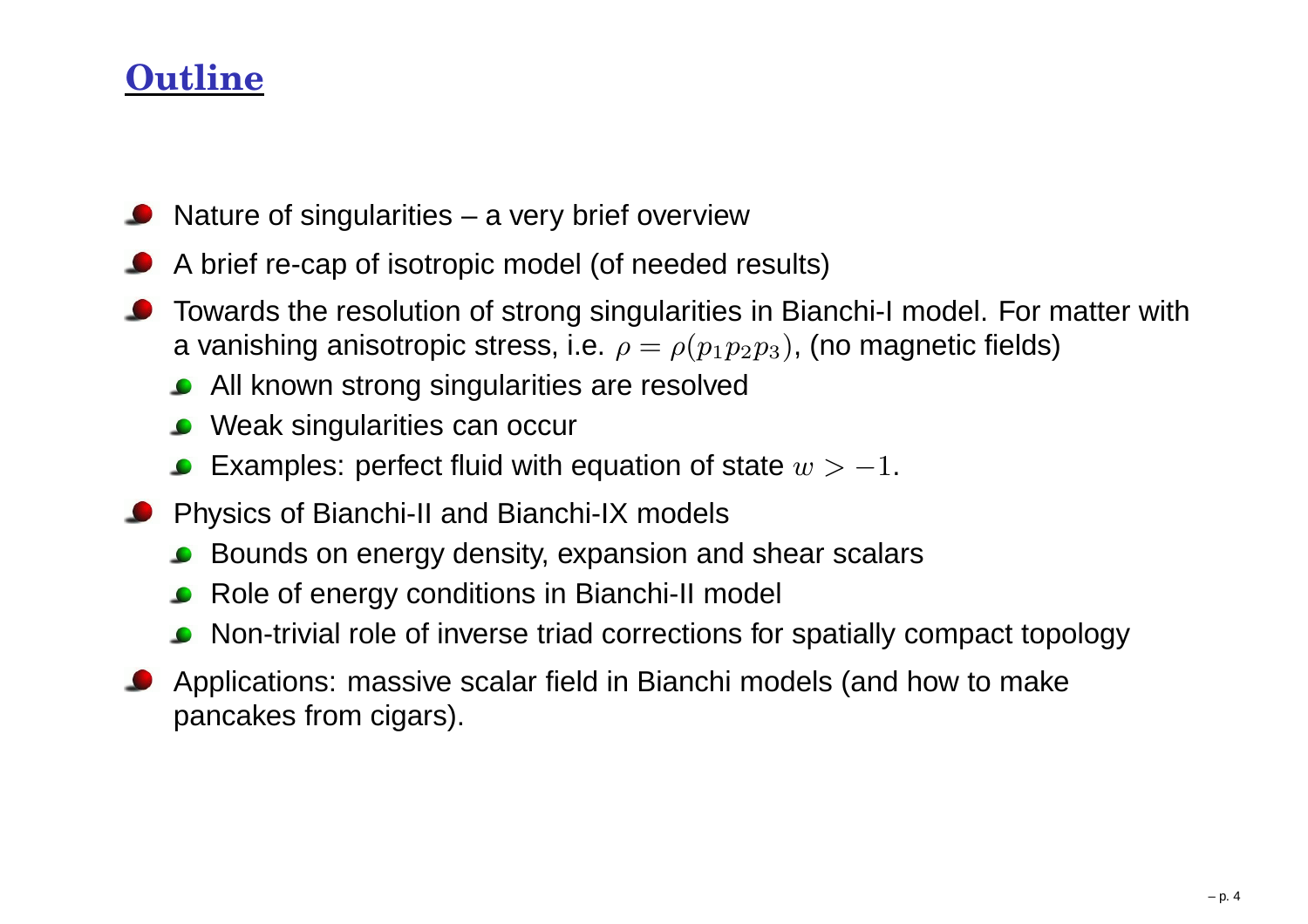# Outline

- Nature of singularities – a very brief overview
- A brief re-cap of isotropic model (of needed results)
- Towards the resolution of strong singularities in Bianchi-I model. For matter with a vanishing anisotropic stress, i.e. $\rho = \rho(p_1 p_2 p_3)$, (no magnetic fields)
  - All known strong singularities are resolved
  - Weak singularities can occur
  - Examples: perfect fluid with equation of state $w > -1$.
- Physics of Bianchi-II and Bianchi-IX models
  - Bounds on energy density, expansion and shear scalars
  - Role of energy conditions in Bianchi-II model
  - Non-trivial role of inverse triad corrections for spatially compact topology
- Applications: massive scalar field in Bianchi models (and how to make pancakes from cigars).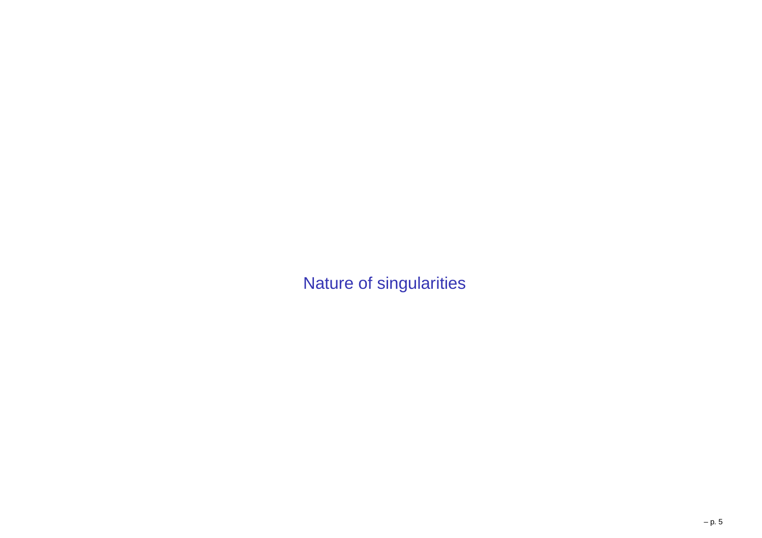# Nature of singularities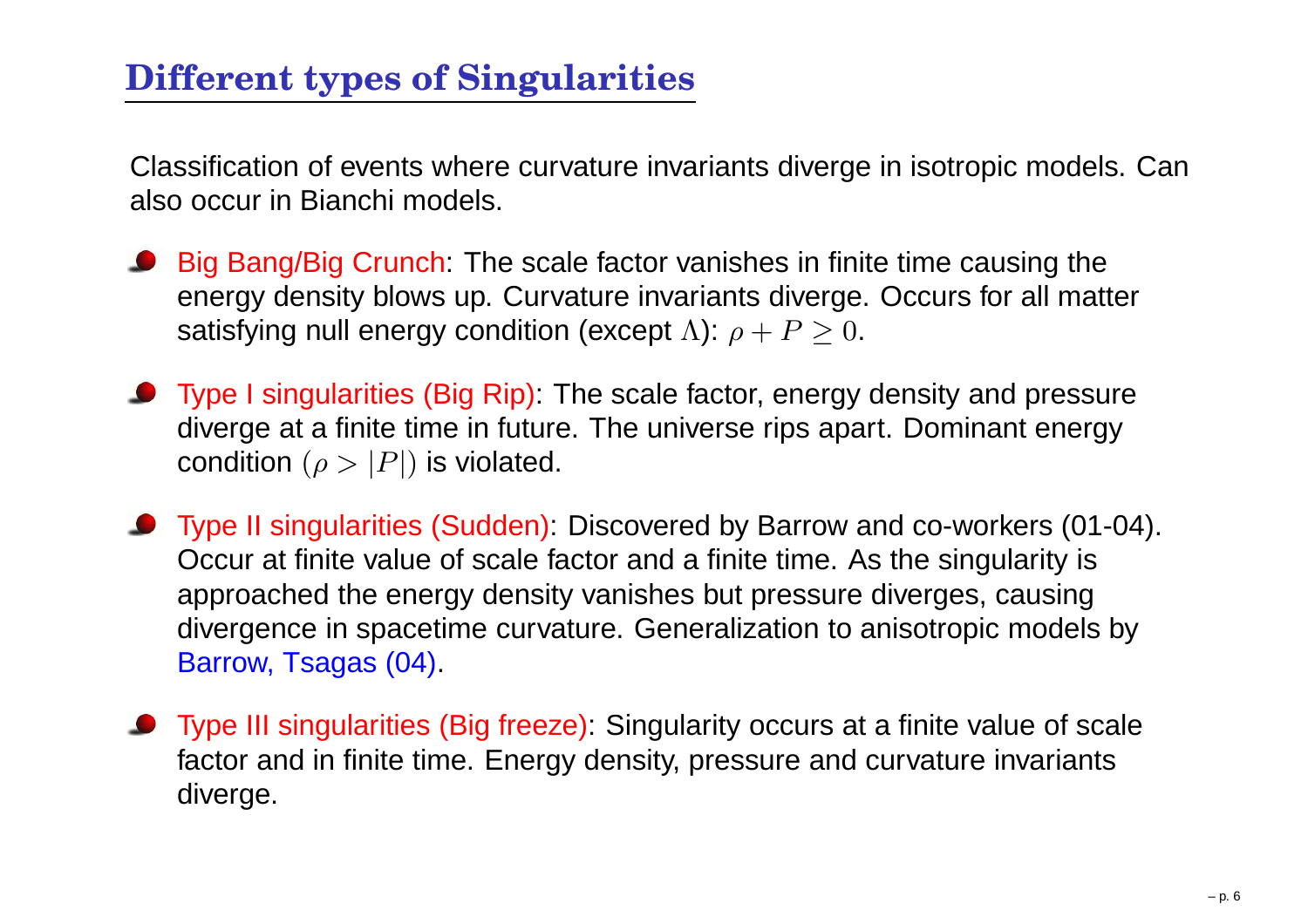## Different types of Singularities

Classification of events where curvature invariants diverge in isotropic models. Can also occur in Bianchi models.

- Big Bang/Big Crunch: The scale factor vanishes in finite time causing the energy density blows up. Curvature invariants diverge. Occurs for all matter satisfying null energy condition (except $\Lambda$): $\rho + P \geq 0$.
- Type I singularities (Big Rip): The scale factor, energy density and pressure diverge at a finite time in future. The universe rips apart. Dominant energy condition $(\rho > |P|)$ is violated.
- Type II singularities (Sudden): Discovered by Barrow and co-workers (01-04). Occur at finite value of scale factor and a finite time. As the singularity is approached the energy density vanishes but pressure diverges, causing divergence in spacetime curvature. Generalization to anisotropic models by Barrow, Tsagas (04).
- Type III singularities (Big freeze): Singularity occurs at a finite value of scale factor and in finite time. Energy density, pressure and curvature invariants diverge.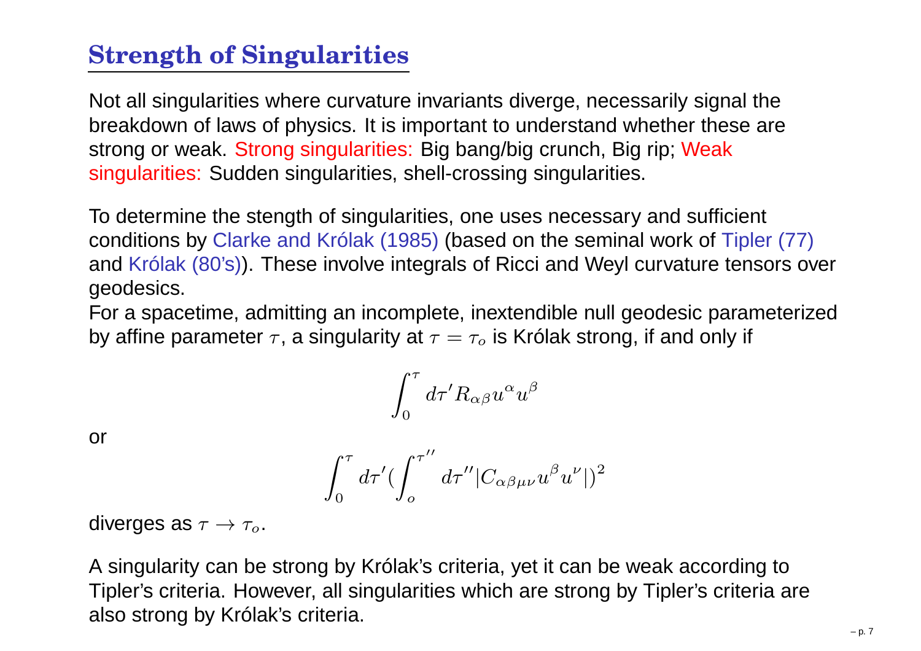# Strength of Singularities

Not all singularities where curvature invariants diverge, necessarily signal the breakdown of laws of physics. It is important to understand whether these are strong or weak. Strong singularities: Big bang/big crunch, Big rip; Weak singularities: Sudden singularities, shell-crossing singularities.

To determine the stength of singularities, one uses necessary and sufficient conditions by Clarke and Królak (1985) (based on the seminal work of Tipler (77) and Królak (80's)). These involve integrals of Ricci and Weyl curvature tensors over geodesics.
For a spacetime, admitting an incomplete, inextendible null geodesic parameterized by affine parameter $\tau$, a singularity at $\tau = \tau_o$ is Królak strong, if and only if

$$\int_0^\tau d\tau' R_{\alpha\beta} u^\alpha u^\beta$$

or

$$\int_0^\tau d\tau' (\int_o^{\tau''} d\tau'' |C_{\alpha\beta\mu\nu} u^\beta u^\nu|)^2$$

diverges as $\tau \to \tau_o$.

A singularity can be strong by Królak's criteria, yet it can be weak according to Tipler's criteria. However, all singularities which are strong by Tipler's criteria are also strong by Królak's criteria.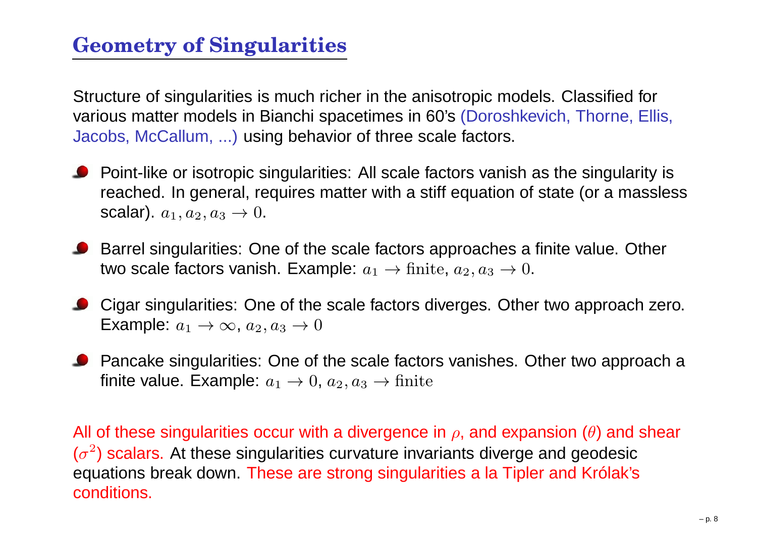## Geometry of Singularities

Structure of singularities is much richer in the anisotropic models. Classified for various matter models in Bianchi spacetimes in 60's (Doroshkevich, Thorne, Ellis, Jacobs, McCallum, ...) using behavior of three scale factors.

- Point-like or isotropic singularities: All scale factors vanish as the singularity is reached. In general, requires matter with a stiff equation of state (or a massless scalar). $a_1, a_2, a_3 \to 0$.
- Barrel singularities: One of the scale factors approaches a finite value. Other two scale factors vanish. Example: $a_1 \to \mathrm{finite}$, $a_2, a_3 \to 0$.
- Cigar singularities: One of the scale factors diverges. Other two approach zero. Example: $a_1 \to \infty$, $a_2, a_3 \to 0$
- Pancake singularities: One of the scale factors vanishes. Other two approach a finite value. Example: $a_1 \to 0$, $a_2, a_3 \to \mathrm{finite}$

All of these singularities occur with a divergence in $\rho$, and expansion ($\theta$) and shear ($\sigma^2$) scalars. At these singularities curvature invariants diverge and geodesic equations break down. These are strong singularities a la Tipler and Królak's conditions.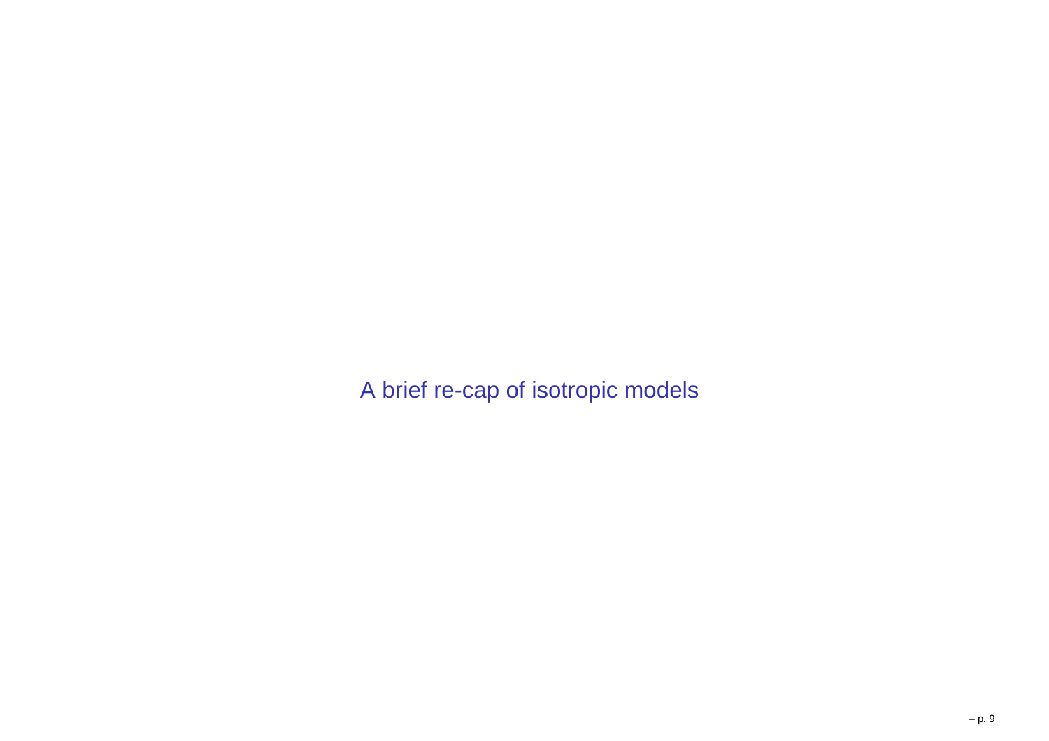# A brief re-cap of isotropic models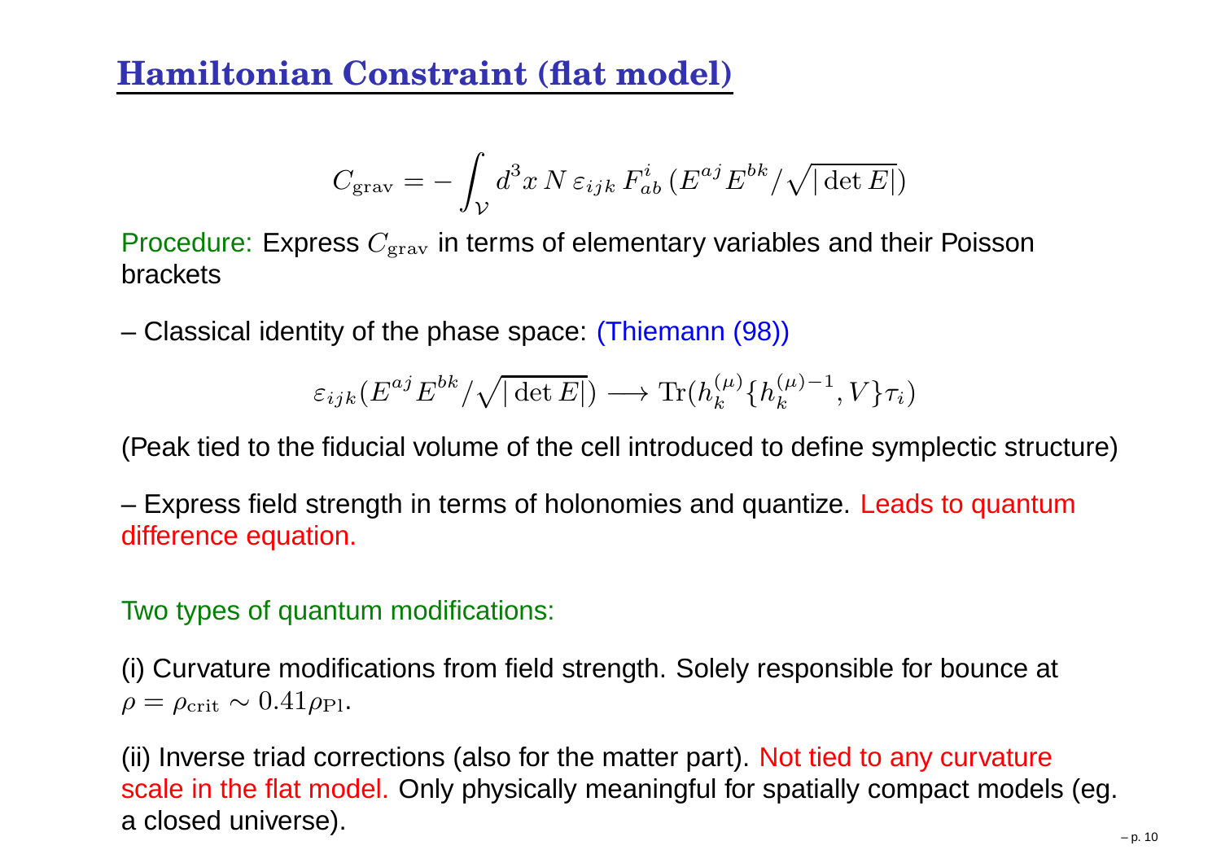# Hamiltonian Constraint (flat model)

$$C_{\rm grav} = -\int_{\mathcal{V}} d^3x \, N \, \varepsilon_{ijk} \, F^i_{ab} \, (E^{aj} E^{bk} / \sqrt{|\det E|})$$

Procedure: Express $C_{\rm grav}$ in terms of elementary variables and their Poisson brackets

– Classical identity of the phase space: (Thiemann (98))

$$\varepsilon_{ijk} (E^{aj} E^{bk} / \sqrt{|\det E|}) \longrightarrow \mathrm{Tr}(h_k^{(\mu)} \{ h_k^{(\mu)-1}, V \} \tau_i)$$

(Peak tied to the fiducial volume of the cell introduced to define symplectic structure)

– Express field strength in terms of holonomies and quantize. Leads to quantum difference equation.

Two types of quantum modifications:

(i) Curvature modifications from field strength. Solely responsible for bounce at $\rho = \rho_{\rm crit} \sim 0.41 \rho_{\rm Pl}$.

(ii) Inverse triad corrections (also for the matter part). Not tied to any curvature scale in the flat model. Only physically meaningful for spatially compact models (eg. a closed universe).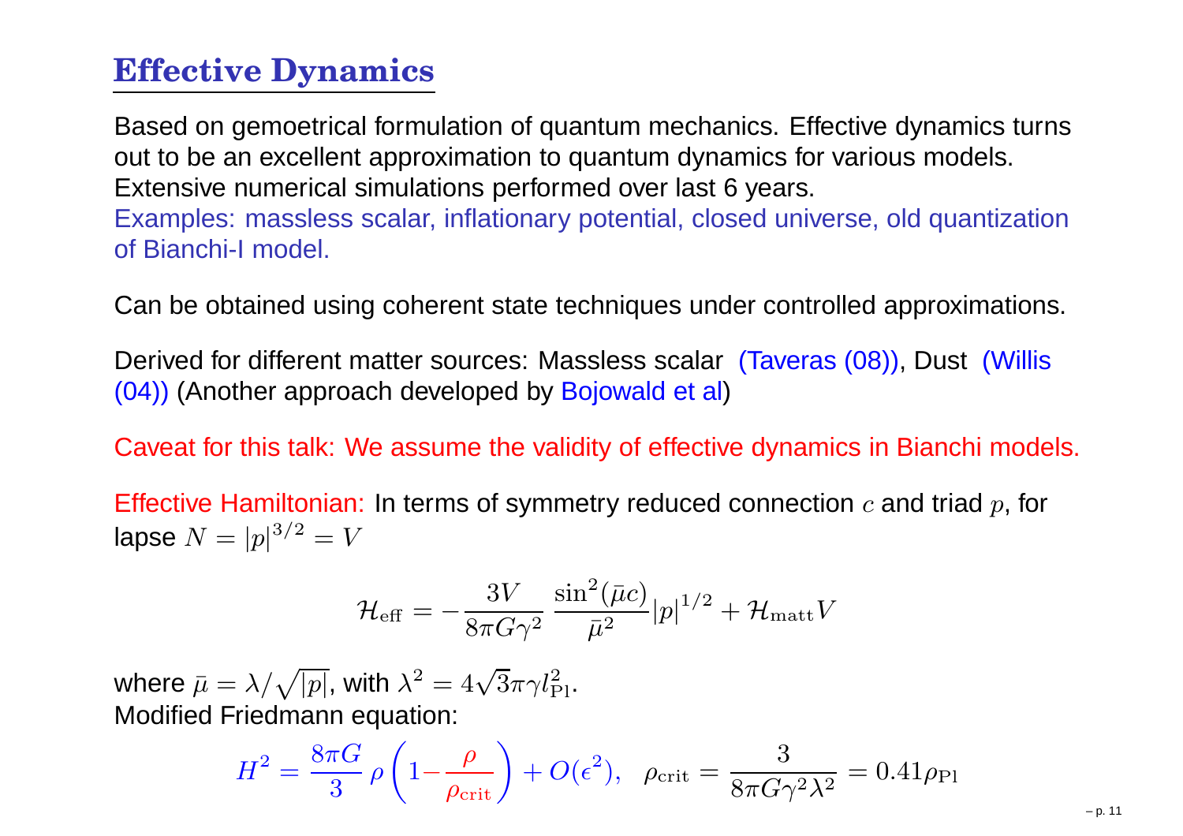# Effective Dynamics

Based on gemoetrical formulation of quantum mechanics. Effective dynamics turns out to be an excellent approximation to quantum dynamics for various models. Extensive numerical simulations performed over last 6 years.
Examples: massless scalar, inflationary potential, closed universe, old quantization of Bianchi-I model.

Can be obtained using coherent state techniques under controlled approximations.

Derived for different matter sources: Massless scalar (Taveras (08)), Dust (Willis (04)) (Another approach developed by Bojowald et al)

Caveat for this talk: We assume the validity of effective dynamics in Bianchi models.

Effective Hamiltonian: In terms of symmetry reduced connection $c$ and triad $p$, for lapse $N = |p|^{3/2} = V$

$$\mathcal{H}_{\rm eff} = -\frac{3V}{8\pi G\gamma^2}\,\frac{\sin^2(\bar{\mu}c)}{\bar{\mu}^2}|p|^{1/2} + \mathcal{H}_{\rm matt}V$$

where $\bar{\mu} = \lambda/\sqrt{|p|}$, with $\lambda^2 = 4\sqrt{3}\pi\gamma l_{\rm Pl}^2$.
Modified Friedmann equation:

$$H^2 = \frac{8\pi G}{3}\,\rho\left(1 - \frac{\rho}{\rho_{\rm crit}}\right) + O(\epsilon^2), \quad \rho_{\rm crit} = \frac{3}{8\pi G\gamma^2\lambda^2} = 0.41\rho_{\rm Pl}$$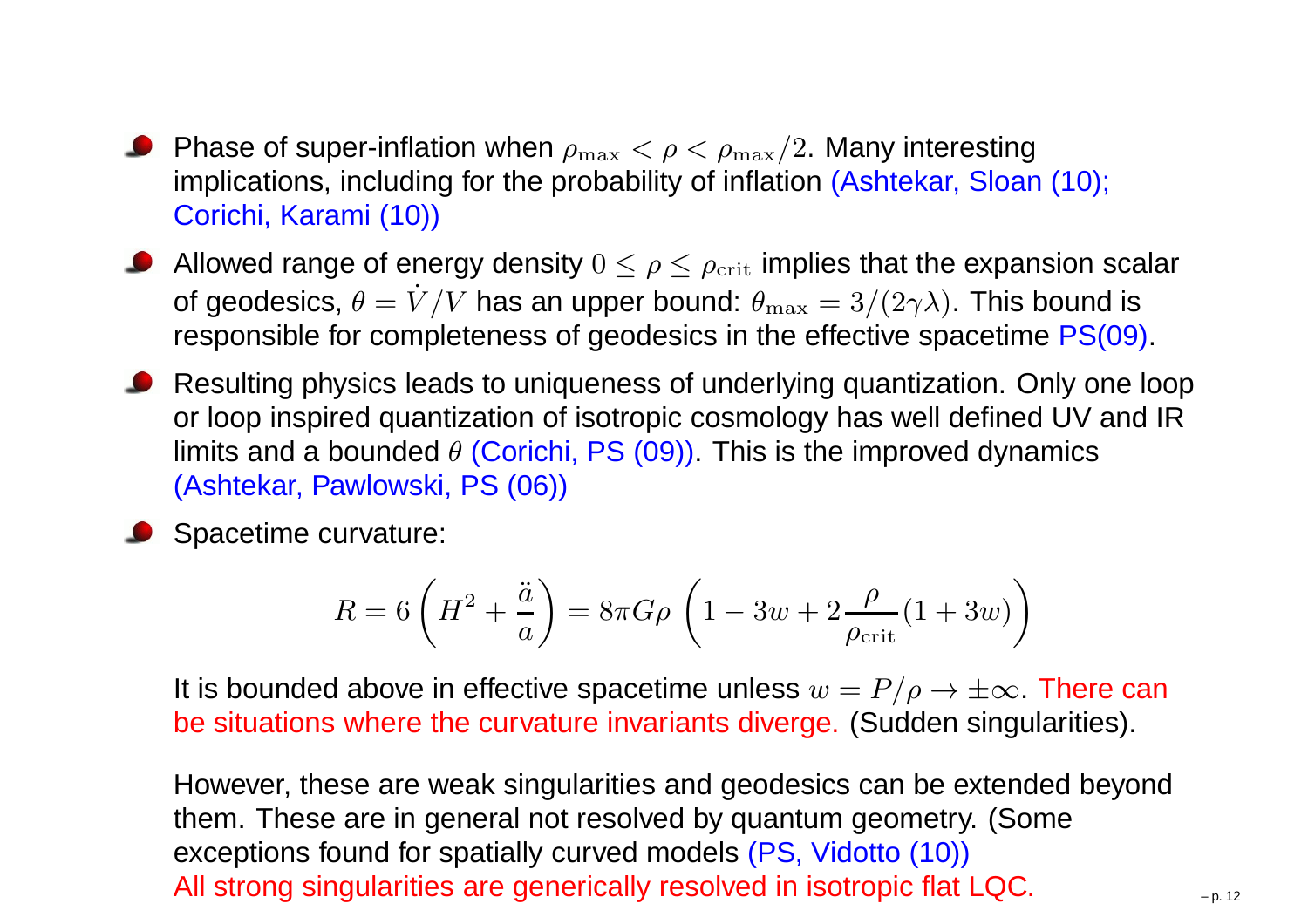- Phase of super-inflation when $\rho_{\rm max} < \rho < \rho_{\rm max}/2$. Many interesting implications, including for the probability of inflation (Ashtekar, Sloan (10); Corichi, Karami (10))
- Allowed range of energy density $0 \leq \rho \leq \rho_{\rm crit}$ implies that the expansion scalar of geodesics, $\theta = \dot{V}/V$ has an upper bound: $\theta_{\rm max} = 3/(2\gamma\lambda)$. This bound is responsible for completeness of geodesics in the effective spacetime PS(09).
- Resulting physics leads to uniqueness of underlying quantization. Only one loop or loop inspired quantization of isotropic cosmology has well defined UV and IR limits and a bounded $\theta$ (Corichi, PS (09)). This is the improved dynamics (Ashtekar, Pawlowski, PS (06))
- Spacetime curvature:

$$R = 6\left(H^2 + \frac{\ddot{a}}{a}\right) = 8\pi G\rho\,\left(1 - 3w + 2\frac{\rho}{\rho_{\rm crit}}(1+3w)\right)$$

It is bounded above in effective spacetime unless $w = P/\rho \to \pm\infty$. There can be situations where the curvature invariants diverge. (Sudden singularities).

However, these are weak singularities and geodesics can be extended beyond them. These are in general not resolved by quantum geometry. (Some exceptions found for spatially curved models (PS, Vidotto (10))
All strong singularities are generically resolved in isotropic flat LQC.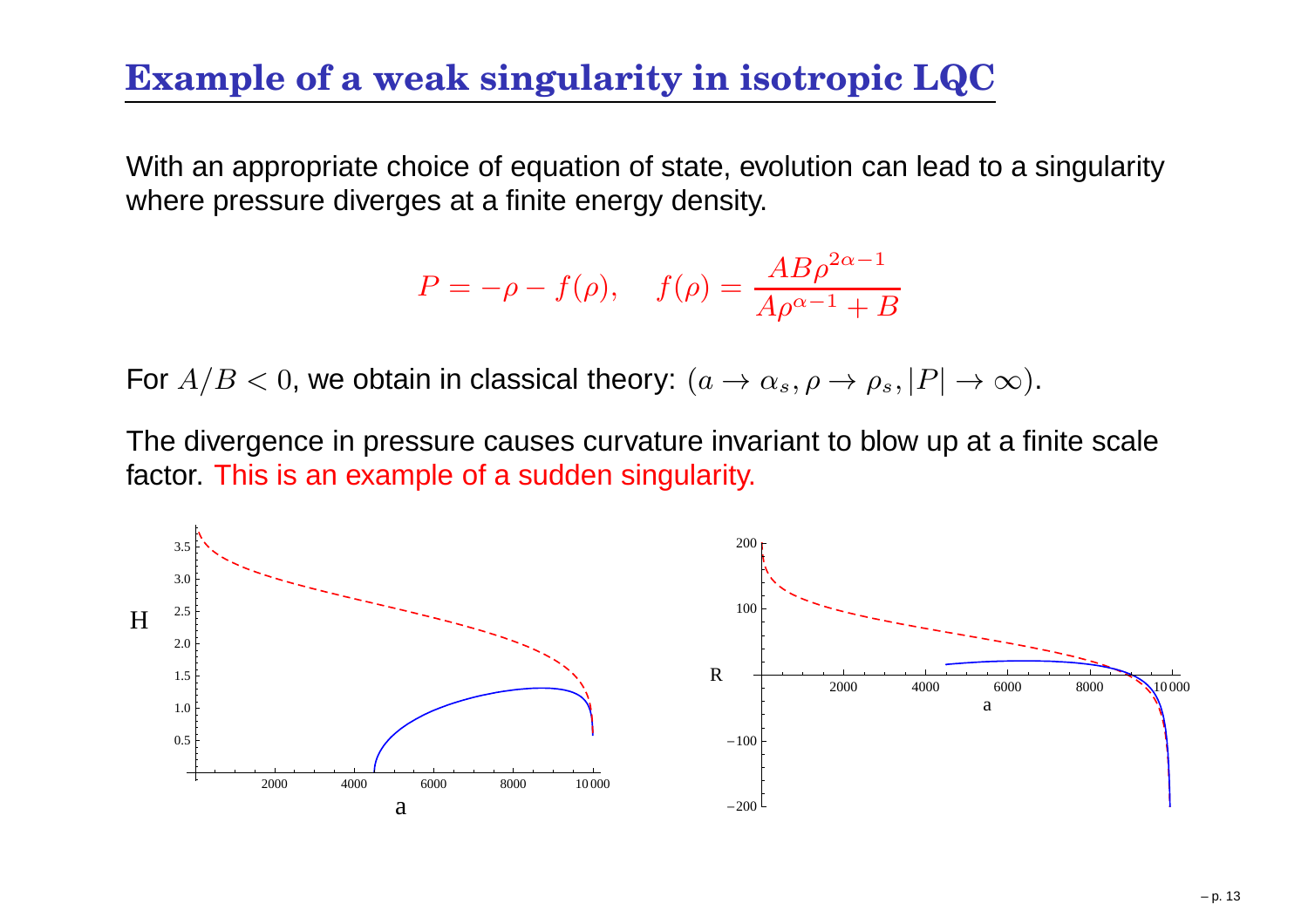# Example of a weak singularity in isotropic LQC

With an appropriate choice of equation of state, evolution can lead to a singularity where pressure diverges at a finite energy density.

$$P = -\rho - f(\rho), \quad f(\rho) = \frac{AB\rho^{2\alpha-1}}{A\rho^{\alpha-1} + B}$$

For $A/B < 0$, we obtain in classical theory: $(a \to \alpha_s, \rho \to \rho_s, |P| \to \infty)$.

The divergence in pressure causes curvature invariant to blow up at a finite scale factor. This is an example of a sudden singularity.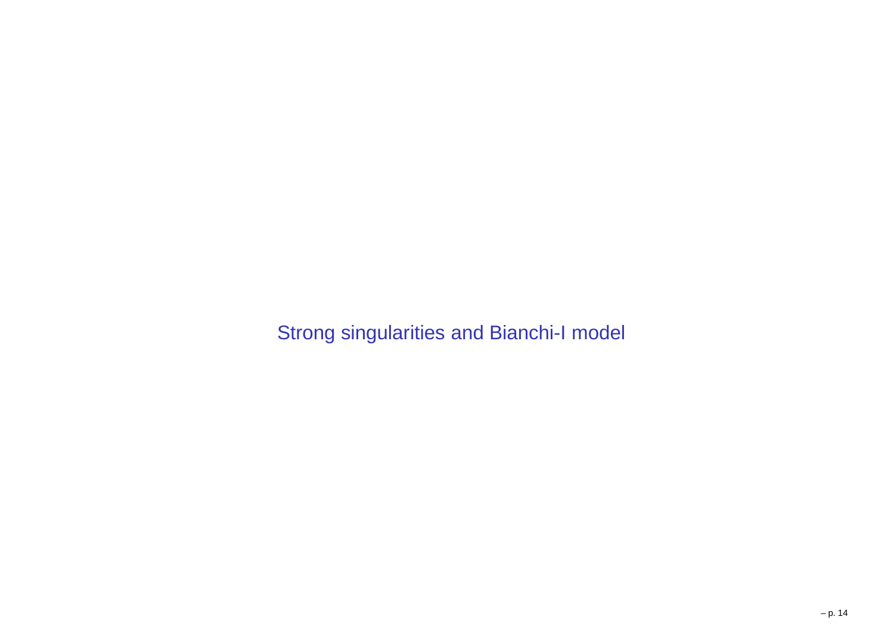# Strong singularities and Bianchi-I model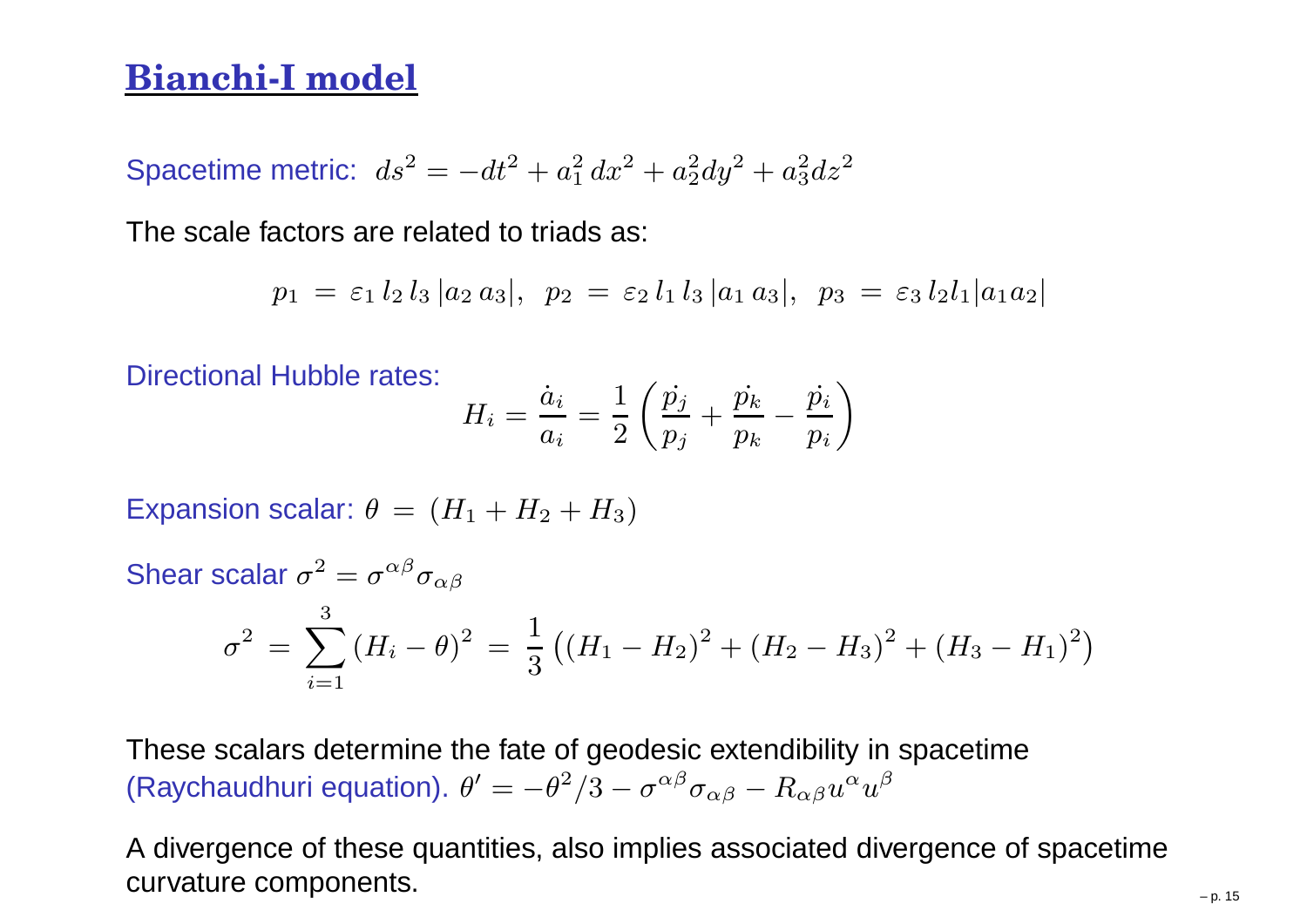# Bianchi-I model

Spacetime metric: $ds^2 = -dt^2 + a_1^2\, dx^2 + a_2^2 dy^2 + a_3^2 dz^2$

The scale factors are related to triads as:

$$p_1 \,=\, \varepsilon_1\, l_2\, l_3\, |a_2\, a_3|, \;\; p_2 \,=\, \varepsilon_2\, l_1\, l_3\, |a_1\, a_3|, \;\; p_3 \,=\, \varepsilon_3\, l_2 l_1 |a_1 a_2|$$

Directional Hubble rates:

$$H_i = \frac{\dot{a}_i}{a_i} = \frac{1}{2}\left(\frac{\dot{p_j}}{p_j} + \frac{\dot{p_k}}{p_k} - \frac{\dot{p_i}}{p_i}\right)$$

Expansion scalar: $\theta \,=\, (H_1 + H_2 + H_3)$

Shear scalar $\sigma^2 = \sigma^{\alpha\beta}\sigma_{\alpha\beta}$

$$\sigma^2 \,=\, \sum_{i=1}^{3} (H_i - \theta)^2 \,=\, \frac{1}{3}\left((H_1 - H_2)^2 + (H_2 - H_3)^2 + (H_3 - H_1)^2\right)$$

These scalars determine the fate of geodesic extendibility in spacetime (Raychaudhuri equation). $\theta' = -\theta^2/3 - \sigma^{\alpha\beta}\sigma_{\alpha\beta} - R_{\alpha\beta}u^\alpha u^\beta$

A divergence of these quantities, also implies associated divergence of spacetime curvature components.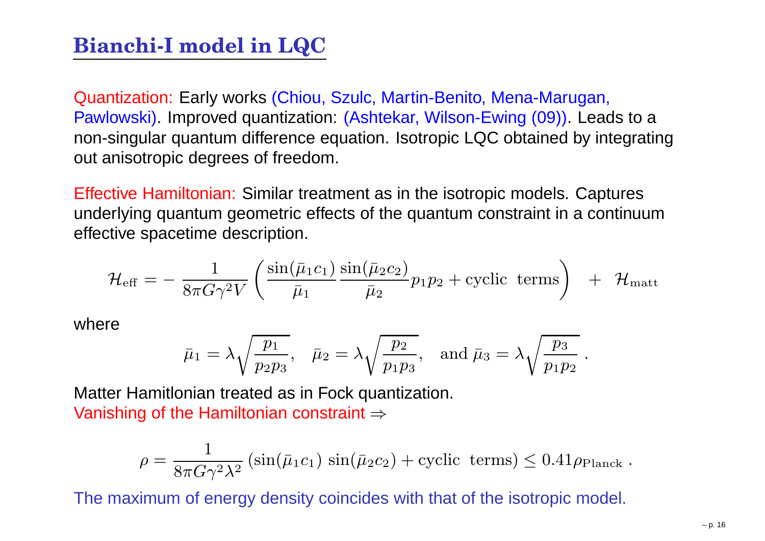# Bianchi-I model in LQC

Quantization: Early works (Chiou, Szulc, Martin-Benito, Mena-Marugan, Pawlowski). Improved quantization: (Ashtekar, Wilson-Ewing (09)). Leads to a non-singular quantum difference equation. Isotropic LQC obtained by integrating out anisotropic degrees of freedom.

Effective Hamiltonian: Similar treatment as in the isotropic models. Captures underlying quantum geometric effects of the quantum constraint in a continuum effective spacetime description.

$$\mathcal{H}_{\rm eff} = -\,\frac{1}{8\pi G \gamma^2 V}\left(\frac{\sin(\bar\mu_1 c_1)}{\bar\mu_1}\frac{\sin(\bar\mu_2 c_2)}{\bar\mu_2} p_1 p_2 + \text{cyclic terms}\right) \;+\; \mathcal{H}_{\rm matt}$$

where

$$\bar\mu_1 = \lambda\sqrt{\frac{p_1}{p_2 p_3}}, \quad \bar\mu_2 = \lambda\sqrt{\frac{p_2}{p_1 p_3}}, \quad \text{and } \bar\mu_3 = \lambda\sqrt{\frac{p_3}{p_1 p_2}}\,.$$

Matter Hamitlonian treated as in Fock quantization.
Vanishing of the Hamiltonian constraint $\Rightarrow$

$$\rho = \frac{1}{8\pi G\gamma^2\lambda^2}\left(\sin(\bar\mu_1 c_1)\,\sin(\bar\mu_2 c_2) + \text{cyclic terms}\right) \leq 0.41\rho_{\rm Planck}\,.$$

The maximum of energy density coincides with that of the isotropic model.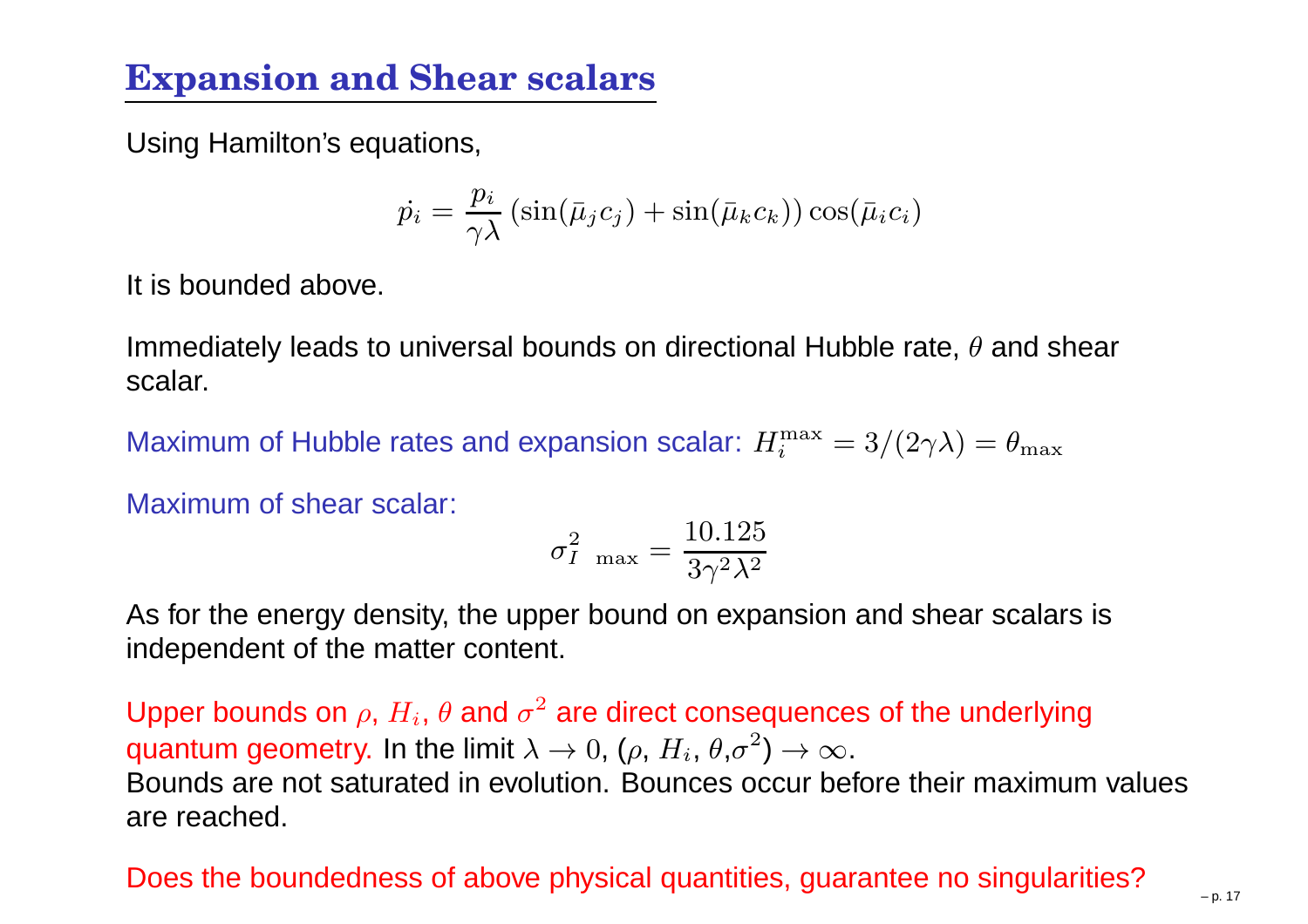## Expansion and Shear scalars

Using Hamilton's equations,

$$\dot{p_i} = \frac{p_i}{\gamma\lambda}\left(\sin(\bar{\mu}_j c_j) + \sin(\bar{\mu}_k c_k)\right)\cos(\bar{\mu}_i c_i)$$

It is bounded above.

Immediately leads to universal bounds on directional Hubble rate, $\theta$ and shear scalar.

Maximum of Hubble rates and expansion scalar: $H_i^{\max} = 3/(2\gamma\lambda) = \theta_{\max}$

Maximum of shear scalar:

$$\sigma^2_{I\ \max} = \frac{10.125}{3\gamma^2\lambda^2}$$

As for the energy density, the upper bound on expansion and shear scalars is independent of the matter content.

Upper bounds on $\rho$, $H_i$, $\theta$ and $\sigma^2$ are direct consequences of the underlying quantum geometry. In the limit $\lambda \to 0$, ($\rho$, $H_i$, $\theta$,$\sigma^2$) $\to \infty$.
Bounds are not saturated in evolution. Bounces occur before their maximum values are reached.

Does the boundedness of above physical quantities, guarantee no singularities?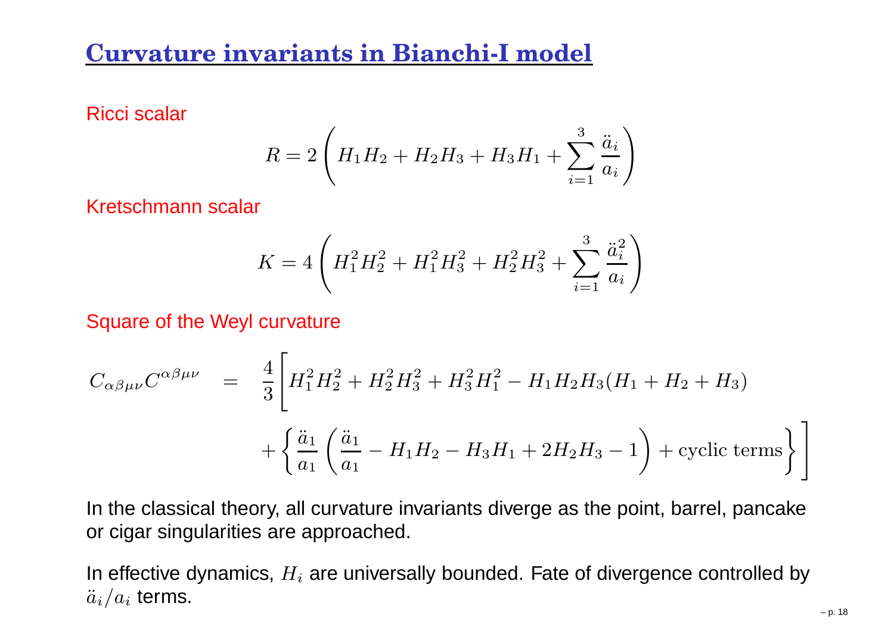# Curvature invariants in Bianchi-I model

Ricci scalar

$$R = 2\left(H_1 H_2 + H_2 H_3 + H_3 H_1 + \sum_{i=1}^{3} \frac{\ddot{a}_i}{a_i}\right)$$

Kretschmann scalar

$$K = 4\left(H_1^2 H_2^2 + H_1^2 H_3^2 + H_2^2 H_3^2 + \sum_{i=1}^{3} \frac{\ddot{a}_i^2}{a_i}\right)$$

Square of the Weyl curvature

$$C_{\alpha\beta\mu\nu}C^{\alpha\beta\mu\nu} = \frac{4}{3}\Bigg[H_1^2 H_2^2 + H_2^2 H_3^2 + H_3^2 H_1^2 - H_1 H_2 H_3 (H_1 + H_2 + H_3) + \left\{\frac{\ddot{a}_1}{a_1}\left(\frac{\ddot{a}_1}{a_1} - H_1 H_2 - H_3 H_1 + 2 H_2 H_3 - 1\right) + \text{cyclic terms}\right\}\Bigg]$$

In the classical theory, all curvature invariants diverge as the point, barrel, pancake or cigar singularities are approached.

In effective dynamics, $H_i$ are universally bounded. Fate of divergence controlled by $\ddot{a}_i/a_i$ terms.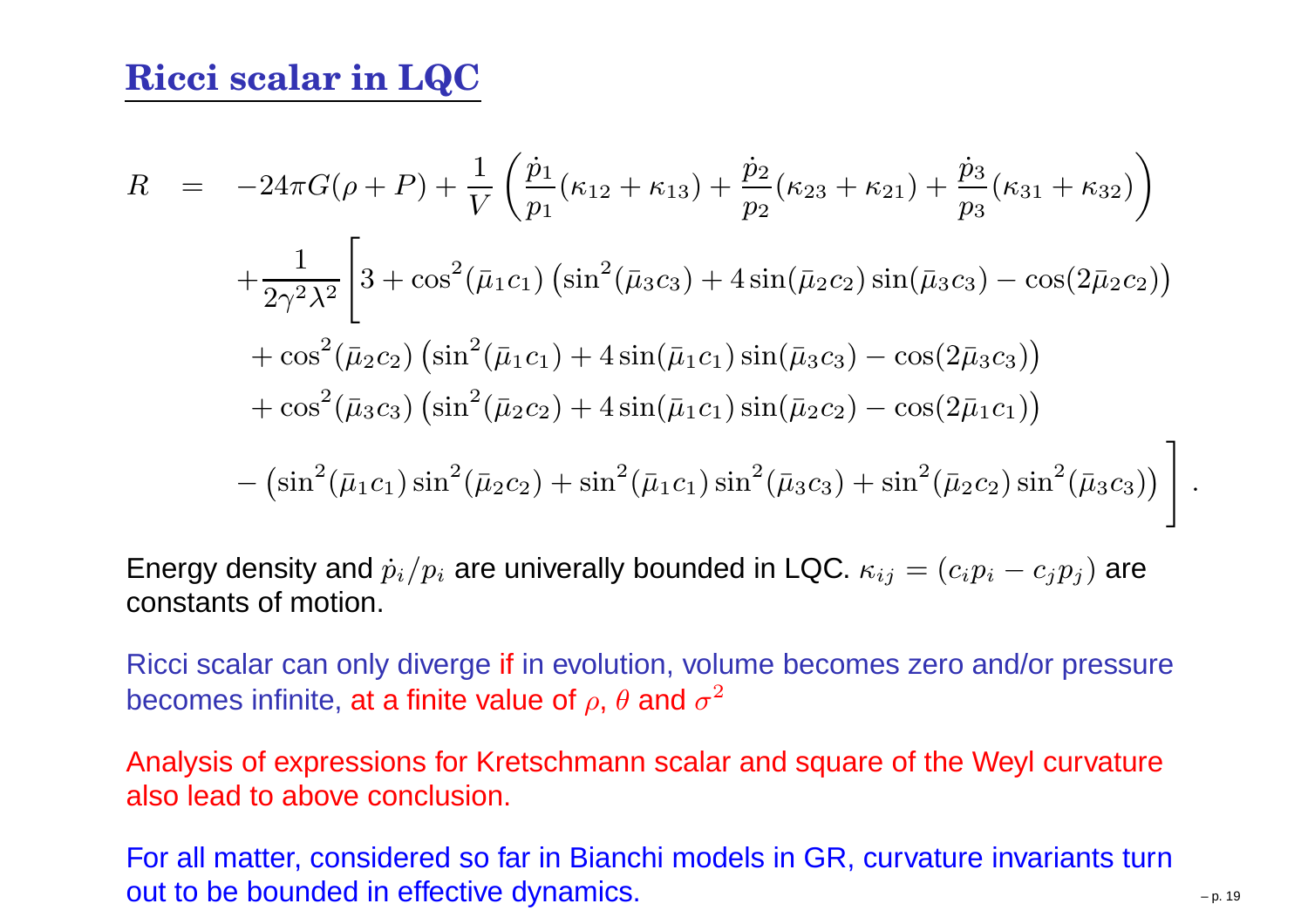## Ricci scalar in LQC

$$
\begin{aligned}
R \;=\;& -24\pi G(\rho + P) + \frac{1}{V}\left(\frac{\dot{p}_1}{p_1}(\kappa_{12}+\kappa_{13}) + \frac{\dot{p}_2}{p_2}(\kappa_{23}+\kappa_{21}) + \frac{\dot{p}_3}{p_3}(\kappa_{31}+\kappa_{32})\right) \\
& + \frac{1}{2\gamma^2\lambda^2}\Bigg[3 + \cos^2(\bar{\mu}_1 c_1)\left(\sin^2(\bar{\mu}_3 c_3) + 4\sin(\bar{\mu}_2 c_2)\sin(\bar{\mu}_3 c_3) - \cos(2\bar{\mu}_2 c_2)\right) \\
& + \cos^2(\bar{\mu}_2 c_2)\left(\sin^2(\bar{\mu}_1 c_1) + 4\sin(\bar{\mu}_1 c_1)\sin(\bar{\mu}_3 c_3) - \cos(2\bar{\mu}_3 c_3)\right) \\
& + \cos^2(\bar{\mu}_3 c_3)\left(\sin^2(\bar{\mu}_2 c_2) + 4\sin(\bar{\mu}_1 c_1)\sin(\bar{\mu}_2 c_2) - \cos(2\bar{\mu}_1 c_1)\right) \\
& - \left(\sin^2(\bar{\mu}_1 c_1)\sin^2(\bar{\mu}_2 c_2) + \sin^2(\bar{\mu}_1 c_1)\sin^2(\bar{\mu}_3 c_3) + \sin^2(\bar{\mu}_2 c_2)\sin^2(\bar{\mu}_3 c_3)\right)\Bigg] .
\end{aligned}
$$

Energy density and $\dot{p}_i/p_i$ are univerally bounded in LQC. $\kappa_{ij} = (c_i p_i - c_j p_j)$ are constants of motion.

Ricci scalar can only diverge if in evolution, volume becomes zero and/or pressure becomes infinite, at a finite value of $\rho$, $\theta$ and $\sigma^2$

Analysis of expressions for Kretschmann scalar and square of the Weyl curvature also lead to above conclusion.

For all matter, considered so far in Bianchi models in GR, curvature invariants turn out to be bounded in effective dynamics.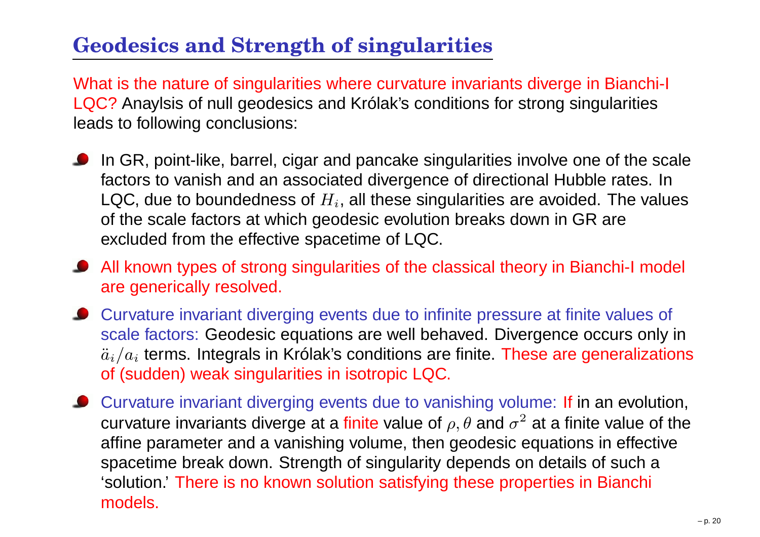# Geodesics and Strength of singularities

What is the nature of singularities where curvature invariants diverge in Bianchi-I LQC? Anaylsis of null geodesics and Królak's conditions for strong singularities leads to following conclusions:

- In GR, point-like, barrel, cigar and pancake singularities involve one of the scale factors to vanish and an associated divergence of directional Hubble rates. In LQC, due to boundedness of $H_i$, all these singularities are avoided. The values of the scale factors at which geodesic evolution breaks down in GR are excluded from the effective spacetime of LQC.
- All known types of strong singularities of the classical theory in Bianchi-I model are generically resolved.
- Curvature invariant diverging events due to infinite pressure at finite values of scale factors: Geodesic equations are well behaved. Divergence occurs only in $\ddot{a}_i/a_i$ terms. Integrals in Królak's conditions are finite. These are generalizations of (sudden) weak singularities in isotropic LQC.
- Curvature invariant diverging events due to vanishing volume: If in an evolution, curvature invariants diverge at a finite value of $\rho, \theta$ and $\sigma^2$ at a finite value of the affine parameter and a vanishing volume, then geodesic equations in effective spacetime break down. Strength of singularity depends on details of such a 'solution.' There is no known solution satisfying these properties in Bianchi models.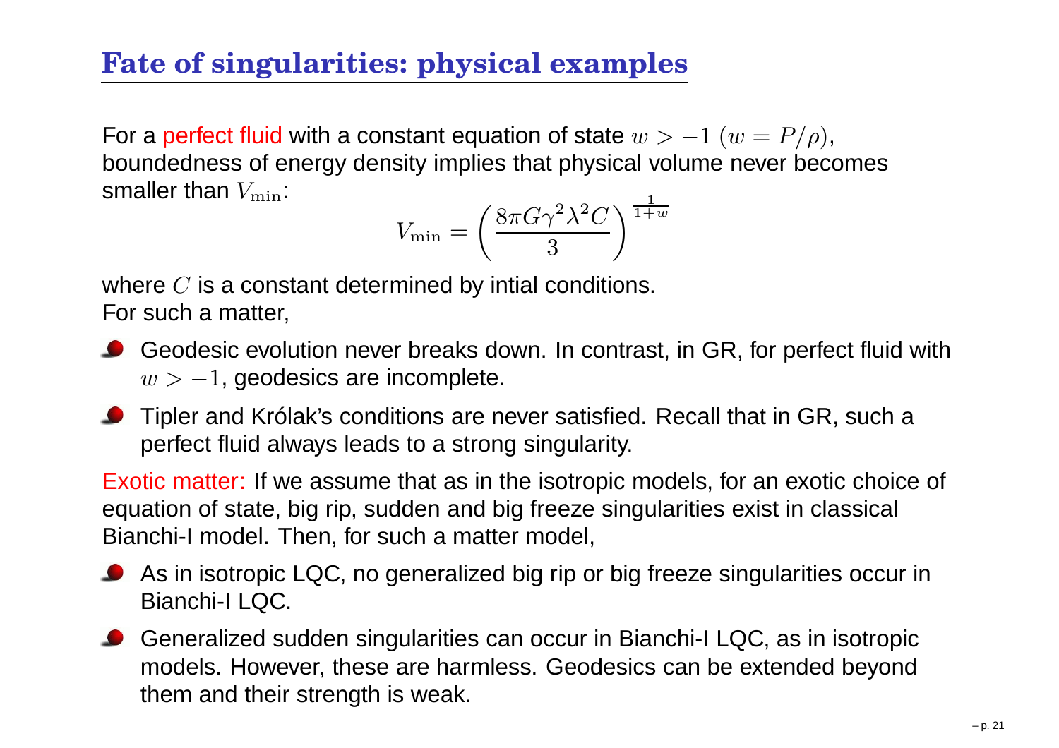## Fate of singularities: physical examples

For a perfect fluid with a constant equation of state $w > -1$ ($w = P/\rho$), boundedness of energy density implies that physical volume never becomes smaller than $V_{\rm min}$:

$$V_{\rm min} = \left( \frac{8\pi G \gamma^2 \lambda^2 C}{3} \right)^{\frac{1}{1+w}}$$

where $C$ is a constant determined by intial conditions.
For such a matter,

- Geodesic evolution never breaks down. In contrast, in GR, for perfect fluid with $w > -1$, geodesics are incomplete.
- Tipler and Królak's conditions are never satisfied. Recall that in GR, such a perfect fluid always leads to a strong singularity.

Exotic matter: If we assume that as in the isotropic models, for an exotic choice of equation of state, big rip, sudden and big freeze singularities exist in classical Bianchi-I model. Then, for such a matter model,

- As in isotropic LQC, no generalized big rip or big freeze singularities occur in Bianchi-I LQC.
- Generalized sudden singularities can occur in Bianchi-I LQC, as in isotropic models. However, these are harmless. Geodesics can be extended beyond them and their strength is weak.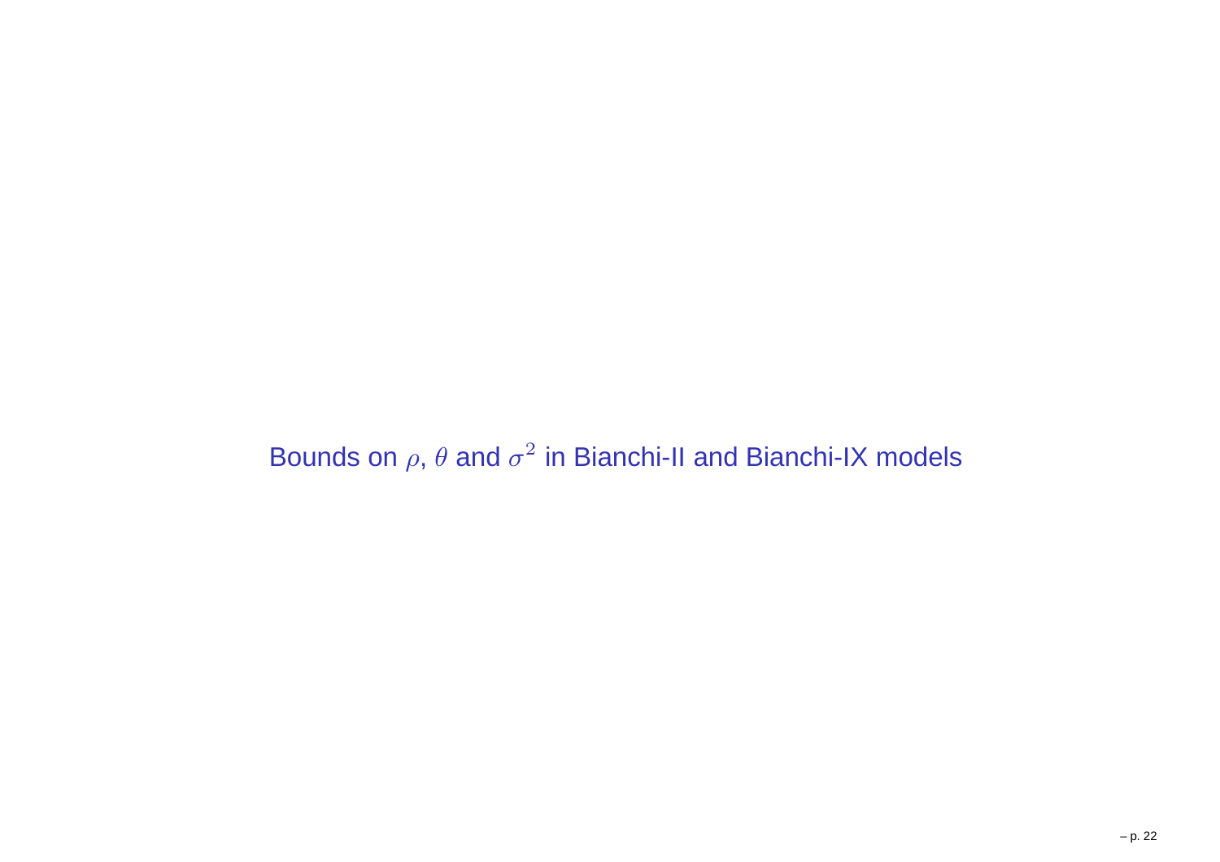# Bounds on $\rho$, $\theta$ and $\sigma^2$ in Bianchi-II and Bianchi-IX models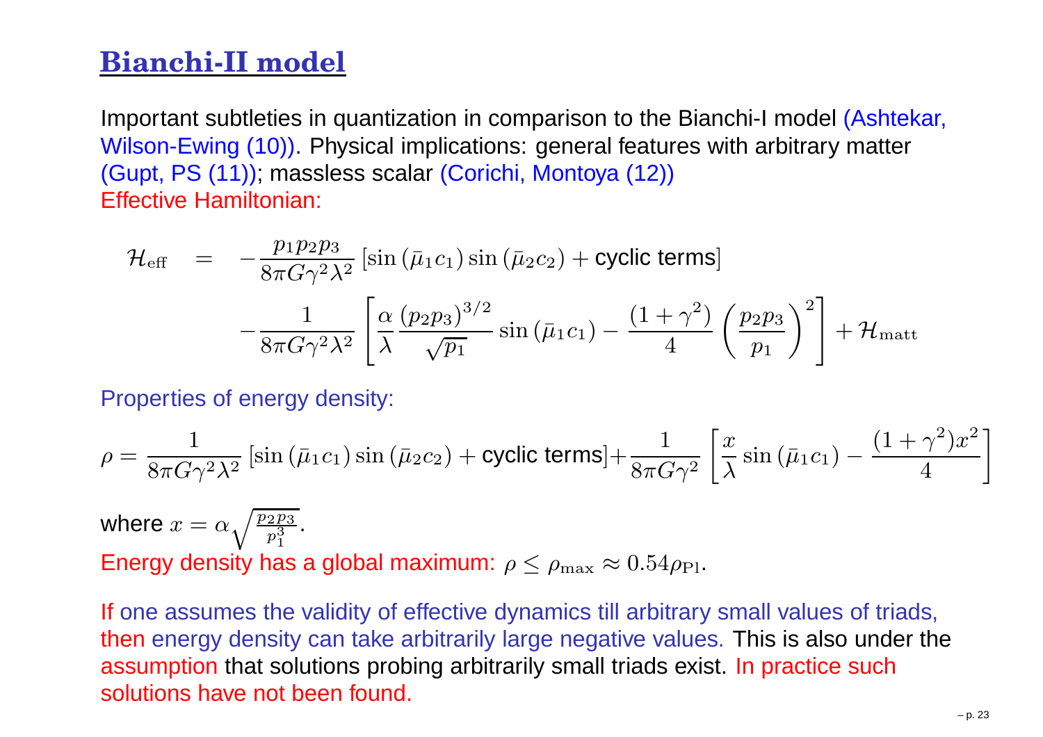## Bianchi-II model

Important subtleties in quantization in comparison to the Bianchi-I model (Ashtekar, Wilson-Ewing (10)). Physical implications: general features with arbitrary matter (Gupt, PS (11)); massless scalar (Corichi, Montoya (12))

Effective Hamiltonian:

$$
\begin{aligned}
\mathcal{H}_{\rm eff} &= -\frac{p_1 p_2 p_3}{8\pi G \gamma^2 \lambda^2} \left[\sin(\bar{\mu}_1 c_1)\sin(\bar{\mu}_2 c_2) + \text{cyclic terms}\right] \\
&\quad - \frac{1}{8\pi G \gamma^2 \lambda^2} \left[\frac{\alpha}{\lambda} \frac{(p_2 p_3)^{3/2}}{\sqrt{p_1}} \sin(\bar{\mu}_1 c_1) - \frac{(1+\gamma^2)}{4} \left(\frac{p_2 p_3}{p_1}\right)^2\right] + \mathcal{H}_{\rm matt}
\end{aligned}
$$

Properties of energy density:

$$
\rho = \frac{1}{8\pi G \gamma^2 \lambda^2} \left[\sin(\bar{\mu}_1 c_1)\sin(\bar{\mu}_2 c_2) + \text{cyclic terms}\right] + \frac{1}{8\pi G \gamma^2} \left[\frac{x}{\lambda} \sin(\bar{\mu}_1 c_1) - \frac{(1+\gamma^2) x^2}{4}\right]
$$

where $x = \alpha \sqrt{\frac{p_2 p_3}{p_1^3}}$.

Energy density has a global maximum: $\rho \leq \rho_{\rm max} \approx 0.54 \rho_{\rm Pl}$.

If one assumes the validity of effective dynamics till arbitrary small values of triads, then energy density can take arbitrarily large negative values. This is also under the assumption that solutions probing arbitrarily small triads exist. In practice such solutions have not been found.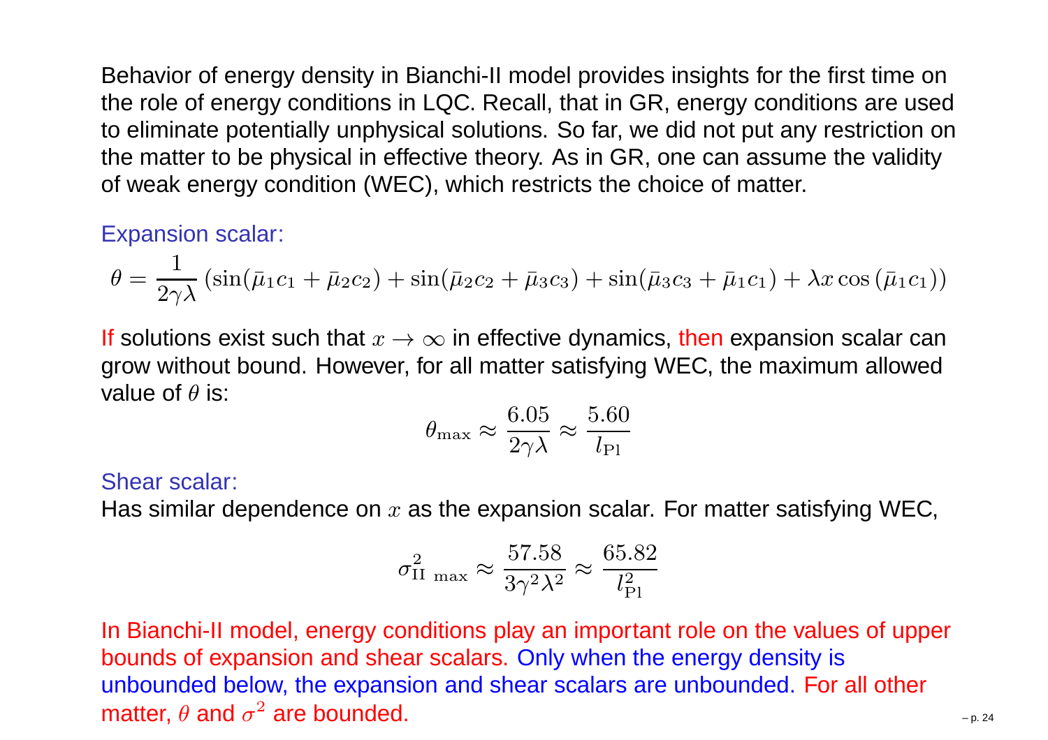Behavior of energy density in Bianchi-II model provides insights for the first time on the role of energy conditions in LQC. Recall, that in GR, energy conditions are used to eliminate potentially unphysical solutions. So far, we did not put any restriction on the matter to be physical in effective theory. As in GR, one can assume the validity of weak energy condition (WEC), which restricts the choice of matter.

Expansion scalar:

$$\theta = \frac{1}{2\gamma\lambda}\left(\sin(\bar{\mu}_1 c_1 + \bar{\mu}_2 c_2) + \sin(\bar{\mu}_2 c_2 + \bar{\mu}_3 c_3) + \sin(\bar{\mu}_3 c_3 + \bar{\mu}_1 c_1) + \lambda x \cos(\bar{\mu}_1 c_1)\right)$$

If solutions exist such that $x \to \infty$ in effective dynamics, then expansion scalar can grow without bound. However, for all matter satisfying WEC, the maximum allowed value of $\theta$ is:

$$\theta_{\rm max} \approx \frac{6.05}{2\gamma\lambda} \approx \frac{5.60}{l_{\rm Pl}}$$

Shear scalar:
Has similar dependence on $x$ as the expansion scalar. For matter satisfying WEC,

$$\sigma^2_{\rm II\ max} \approx \frac{57.58}{3\gamma^2\lambda^2} \approx \frac{65.82}{l_{\rm Pl}^2}$$

In Bianchi-II model, energy conditions play an important role on the values of upper bounds of expansion and shear scalars. Only when the energy density is unbounded below, the expansion and shear scalars are unbounded. For all other matter, $\theta$ and $\sigma^2$ are bounded.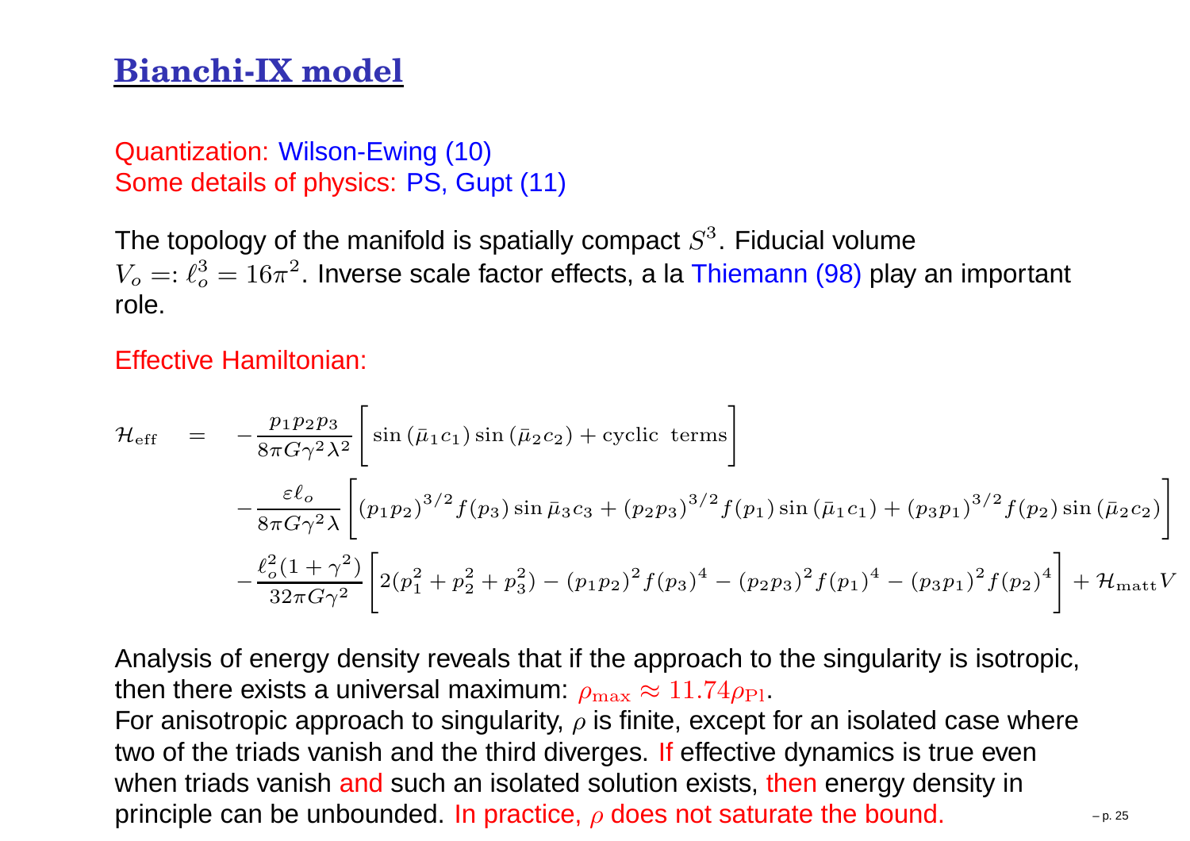# Bianchi-IX model

Quantization: Wilson-Ewing (10)
Some details of physics: PS, Gupt (11)

The topology of the manifold is spatially compact $S^3$. Fiducial volume $V_o =: \ell_o^3 = 16\pi^2$. Inverse scale factor effects, a la Thiemann (98) play an important role.

Effective Hamiltonian:

$$
\begin{aligned}
\mathcal{H}_{\rm eff} \quad = \quad & -\frac{p_1 p_2 p_3}{8\pi G \gamma^2 \lambda^2}\left[\sin(\bar\mu_1 c_1)\sin(\bar\mu_2 c_2) + \text{cyclic terms}\right] \\
& -\frac{\varepsilon \ell_o}{8\pi G\gamma^2\lambda}\left[(p_1p_2)^{3/2} f(p_3)\sin\bar\mu_3 c_3 + (p_2p_3)^{3/2} f(p_1)\sin(\bar\mu_1 c_1) + (p_3p_1)^{3/2} f(p_2)\sin(\bar\mu_2 c_2)\right] \\
& -\frac{\ell_o^2(1+\gamma^2)}{32\pi G\gamma^2}\left[2(p_1^2+p_2^2+p_3^2) - (p_1p_2)^2 f(p_3)^4 - (p_2p_3)^2 f(p_1)^4 - (p_3p_1)^2 f(p_2)^4\right] + \mathcal{H}_{\rm matt} V
\end{aligned}
$$

Analysis of energy density reveals that if the approach to the singularity is isotropic, then there exists a universal maximum: $\rho_{\rm max} \approx 11.74\rho_{\rm Pl}$.
For anisotropic approach to singularity, $\rho$ is finite, except for an isolated case where two of the triads vanish and the third diverges. If effective dynamics is true even when triads vanish and such an isolated solution exists, then energy density in principle can be unbounded. In practice, $\rho$ does not saturate the bound.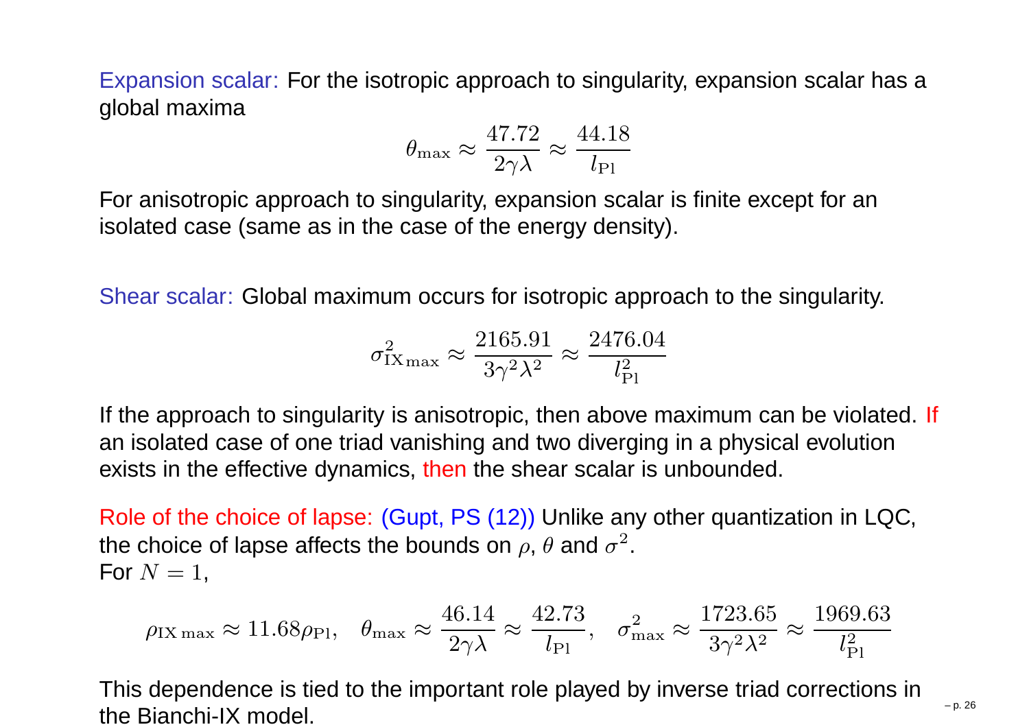Expansion scalar: For the isotropic approach to singularity, expansion scalar has a global maxima

$$\theta_{\max} \approx \frac{47.72}{2\gamma\lambda} \approx \frac{44.18}{l_{\rm Pl}}$$

For anisotropic approach to singularity, expansion scalar is finite except for an isolated case (same as in the case of the energy density).

Shear scalar: Global maximum occurs for isotropic approach to the singularity.

$$\sigma^2_{\rm IX\,max} \approx \frac{2165.91}{3\gamma^2\lambda^2} \approx \frac{2476.04}{l_{\rm Pl}^2}$$

If the approach to singularity is anisotropic, then above maximum can be violated. If an isolated case of one triad vanishing and two diverging in a physical evolution exists in the effective dynamics, then the shear scalar is unbounded.

Role of the choice of lapse: (Gupt, PS (12)) Unlike any other quantization in LQC, the choice of lapse affects the bounds on $\rho$, $\theta$ and $\sigma^2$.
For $N = 1$,

$$\rho_{\rm IX\,max} \approx 11.68 \rho_{\rm Pl}, \quad \theta_{\max} \approx \frac{46.14}{2\gamma\lambda} \approx \frac{42.73}{l_{\rm Pl}}, \quad \sigma^2_{\max} \approx \frac{1723.65}{3\gamma^2\lambda^2} \approx \frac{1969.63}{l_{\rm Pl}^2}$$

This dependence is tied to the important role played by inverse triad corrections in the Bianchi-IX model.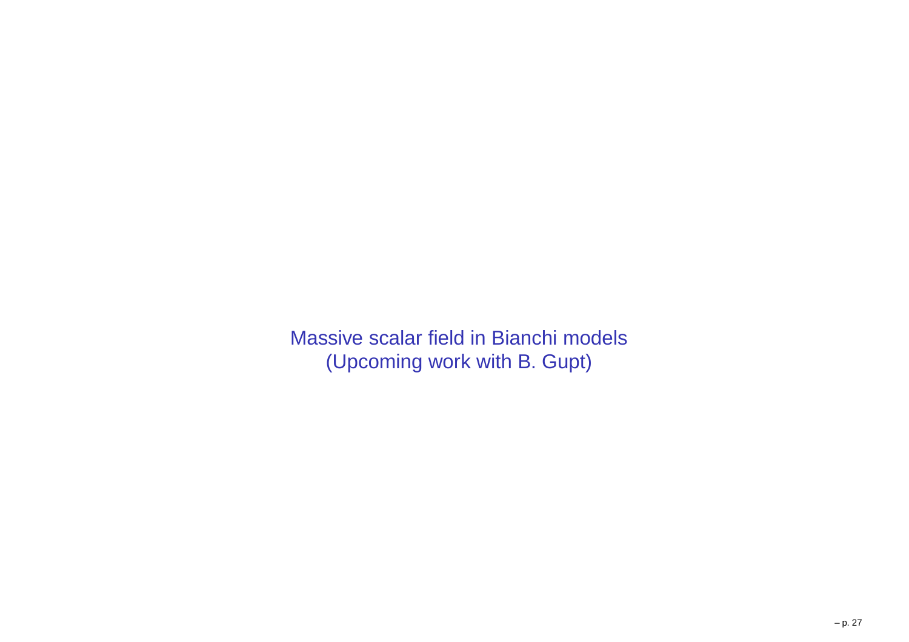Massive scalar field in Bianchi models
(Upcoming work with B. Gupt)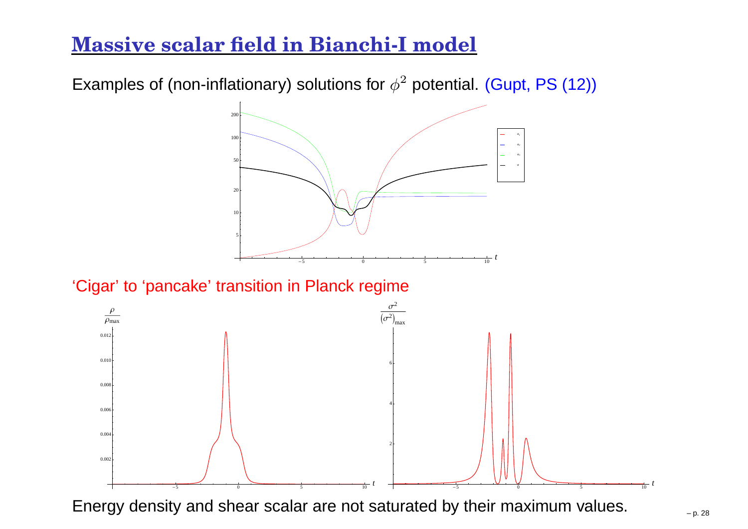# Massive scalar field in Bianchi-I model

Examples of (non-inflationary) solutions for $\phi^2$ potential. (Gupt, PS (12))

'Cigar' to 'pancake' transition in Planck regime

Energy density and shear scalar are not saturated by their maximum values.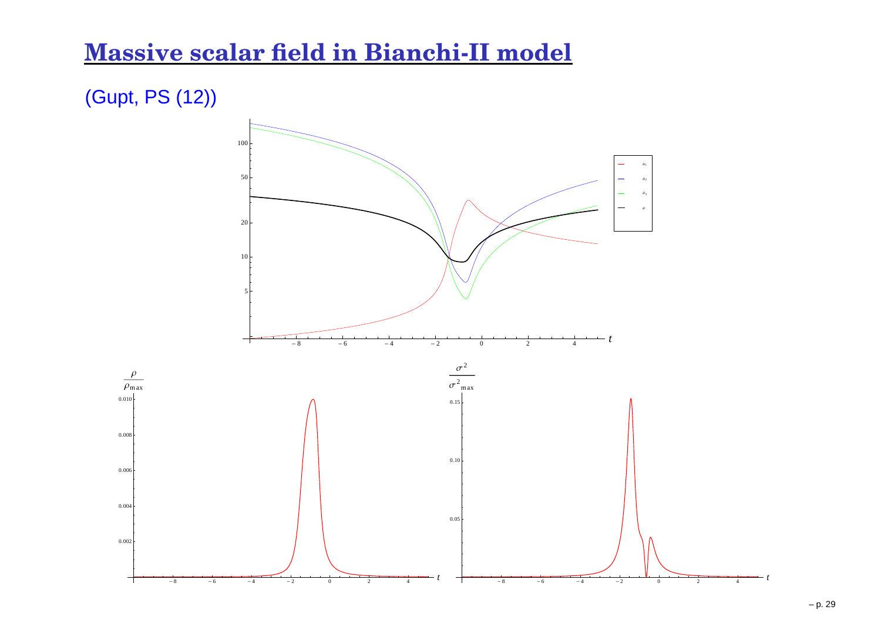# Massive scalar field in Bianchi-II model

(Gupt, PS (12))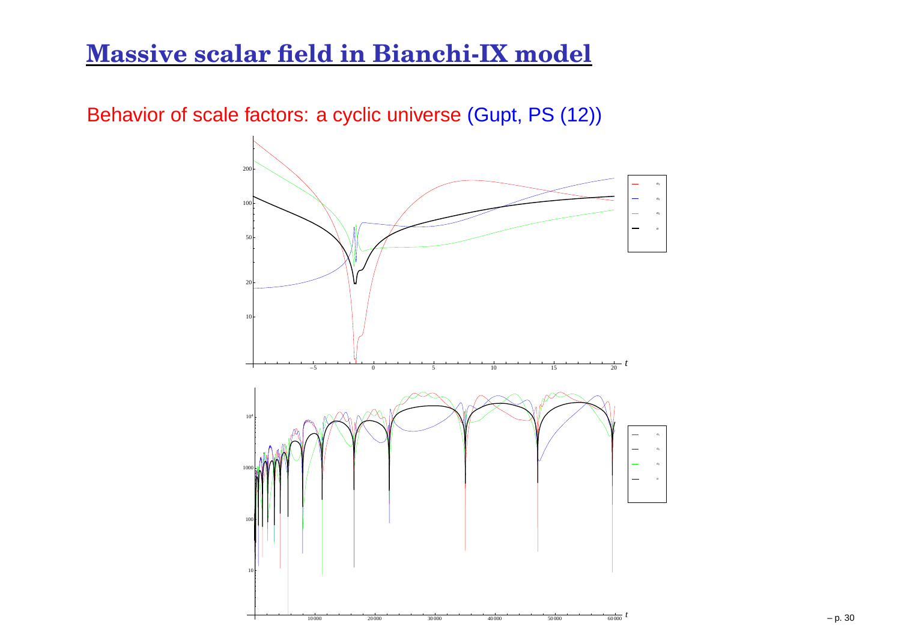# Massive scalar field in Bianchi-IX model

Behavior of scale factors: a cyclic universe (Gupt, PS (12))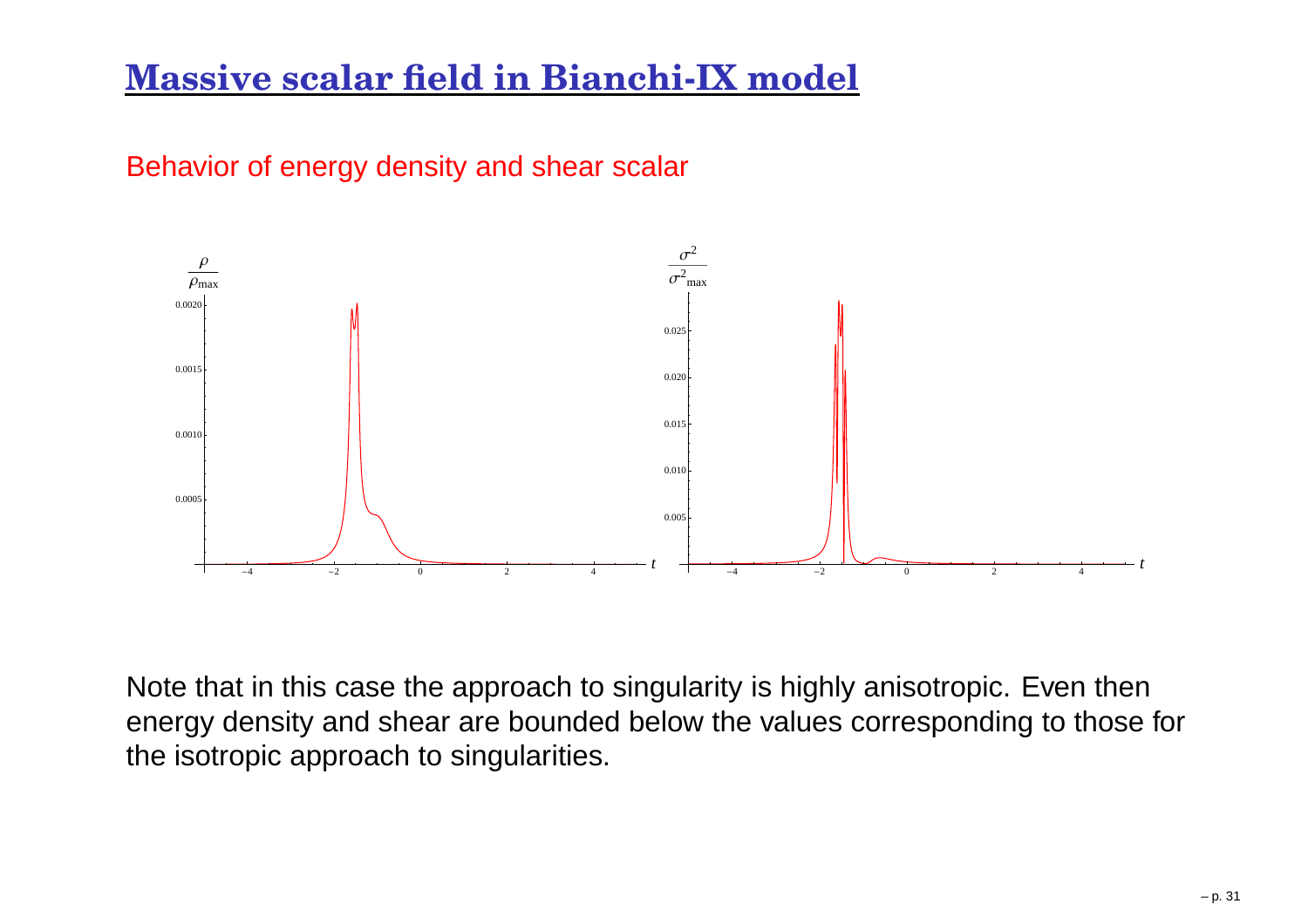# Massive scalar field in Bianchi-IX model

Behavior of energy density and shear scalar

Note that in this case the approach to singularity is highly anisotropic. Even then energy density and shear are bounded below the values corresponding to those for the isotropic approach to singularities.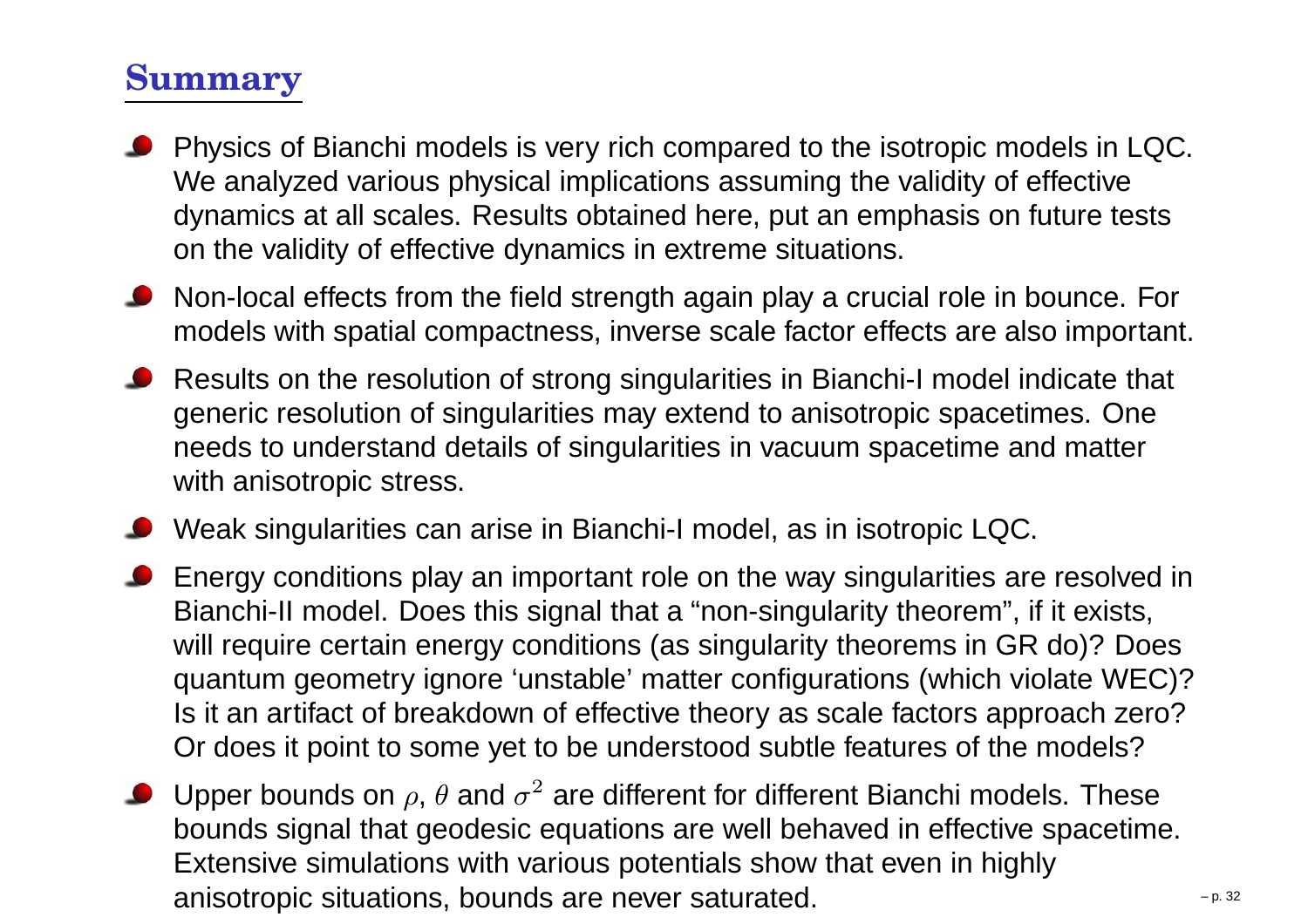## Summary

- Physics of Bianchi models is very rich compared to the isotropic models in LQC. We analyzed various physical implications assuming the validity of effective dynamics at all scales. Results obtained here, put an emphasis on future tests on the validity of effective dynamics in extreme situations.
- Non-local effects from the field strength again play a crucial role in bounce. For models with spatial compactness, inverse scale factor effects are also important.
- Results on the resolution of strong singularities in Bianchi-I model indicate that generic resolution of singularities may extend to anisotropic spacetimes. One needs to understand details of singularities in vacuum spacetime and matter with anisotropic stress.
- Weak singularities can arise in Bianchi-I model, as in isotropic LQC.
- Energy conditions play an important role on the way singularities are resolved in Bianchi-II model. Does this signal that a “non-singularity theorem”, if it exists, will require certain energy conditions (as singularity theorems in GR do)? Does quantum geometry ignore ‘unstable’ matter configurations (which violate WEC)? Is it an artifact of breakdown of effective theory as scale factors approach zero? Or does it point to some yet to be understood subtle features of the models?
- Upper bounds on $\rho$, $\theta$ and $\sigma^2$ are different for different Bianchi models. These bounds signal that geodesic equations are well behaved in effective spacetime. Extensive simulations with various potentials show that even in highly anisotropic situations, bounds are never saturated.